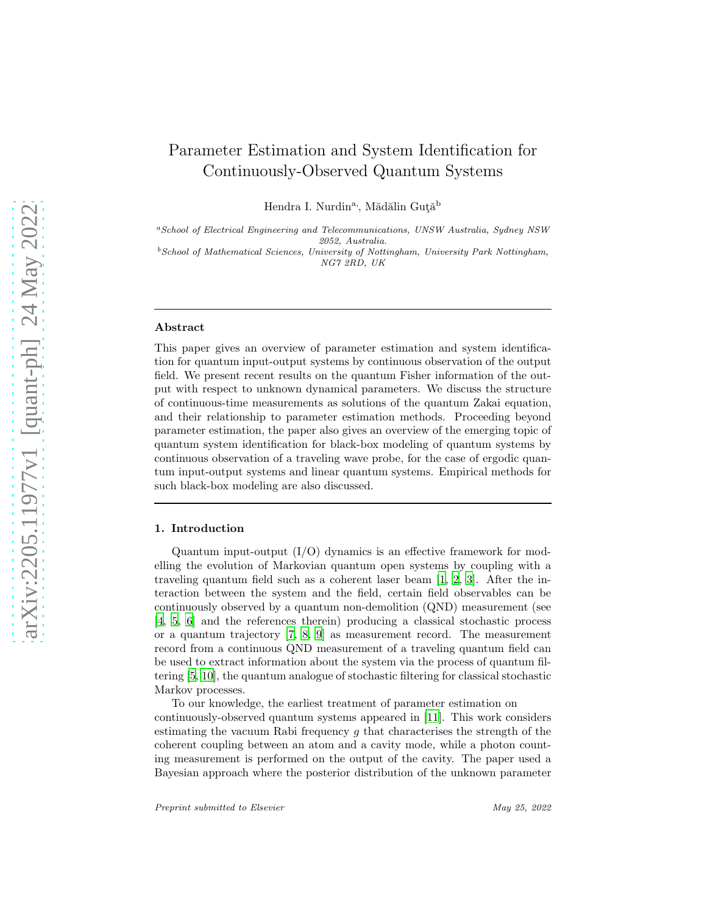# Parameter Estimation and System Identification for Continuously-Observed Quantum Systems

Hendra I. Nurdin[a,], Mădălin Guţă[b]

[a] *School of Electrical Engineering and Telecommunications, UNSW Australia, Sydney NSW 2052, Australia.*

[b] *School of Mathematical Sciences, University of Nottingham, University Park Nottingham, NG7 2RD, UK*

---

### Abstract

This paper gives an overview of parameter estimation and system identification for quantum input-output systems by continuous observation of the output field. We present recent results on the quantum Fisher information of the output with respect to unknown dynamical parameters. We discuss the structure of continuous-time measurements as solutions of the quantum Zakai equation, and their relationship to parameter estimation methods. Proceeding beyond parameter estimation, the paper also gives an overview of the emerging topic of quantum system identification for black-box modeling of quantum systems by continuous observation of a traveling wave probe, for the case of ergodic quantum input-output systems and linear quantum systems. Empirical methods for such black-box modeling are also discussed.

---

## 1. Introduction

Quantum input-output (I/O) dynamics is an effective framework for modelling the evolution of Markovian quantum open systems by coupling with a traveling quantum field such as a coherent laser beam [1, 2, 3]. After the interaction between the system and the field, certain field observables can be continuously observed by a quantum non-demolition (QND) measurement (see [4, 5, 6] and the references therein) producing a classical stochastic process or a quantum trajectory [7, 8, 9] as measurement record. The measurement record from a continuous QND measurement of a traveling quantum field can be used to extract information about the system via the process of quantum filtering [5, 10], the quantum analogue of stochastic filtering for classical stochastic Markov processes.

To our knowledge, the earliest treatment of parameter estimation on continuously-observed quantum systems appeared in [11]. This work considers estimating the vacuum Rabi frequency $g$ that characterises the strength of the coherent coupling between an atom and a cavity mode, while a photon counting measurement is performed on the output of the cavity. The paper used a Bayesian approach where the posterior distribution of the unknown parameter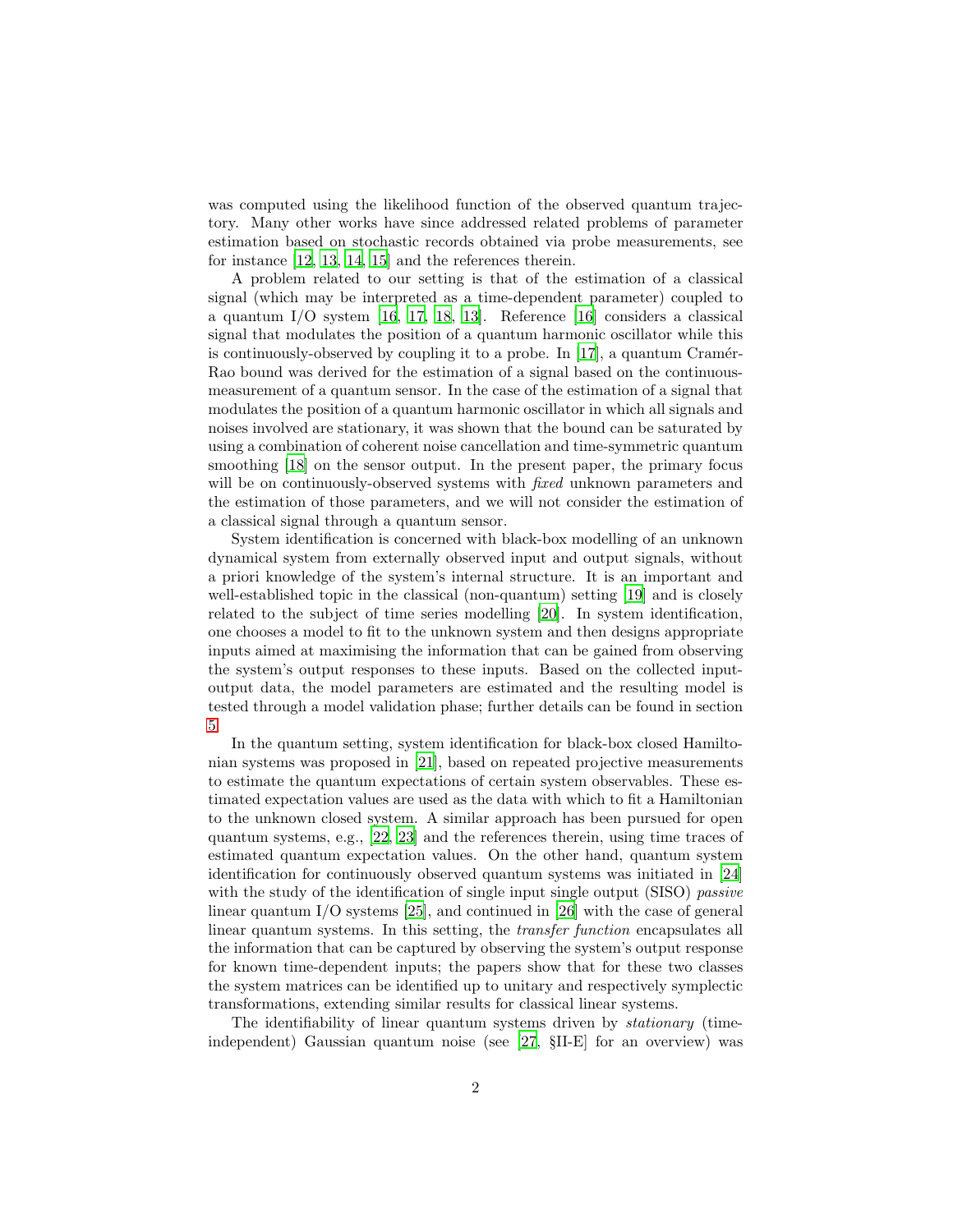was computed using the likelihood function of the observed quantum trajectory. Many other works have since addressed related problems of parameter estimation based on stochastic records obtained via probe measurements, see for instance [12, 13, 14, 15] and the references therein.

A problem related to our setting is that of the estimation of a classical signal (which may be interpreted as a time-dependent parameter) coupled to a quantum I/O system [16, 17, 18, 13]. Reference [16] considers a classical signal that modulates the position of a quantum harmonic oscillator while this is continuously-observed by coupling it to a probe. In [17], a quantum Cramér-Rao bound was derived for the estimation of a signal based on the continuous-measurement of a quantum sensor. In the case of the estimation of a signal that modulates the position of a quantum harmonic oscillator in which all signals and noises involved are stationary, it was shown that the bound can be saturated by using a combination of coherent noise cancellation and time-symmetric quantum smoothing [18] on the sensor output. In the present paper, the primary focus will be on continuously-observed systems with *fixed* unknown parameters and the estimation of those parameters, and we will not consider the estimation of a classical signal through a quantum sensor.

System identification is concerned with black-box modelling of an unknown dynamical system from externally observed input and output signals, without a priori knowledge of the system's internal structure. It is an important and well-established topic in the classical (non-quantum) setting [19] and is closely related to the subject of time series modelling [20]. In system identification, one chooses a model to fit to the unknown system and then designs appropriate inputs aimed at maximising the information that can be gained from observing the system's output responses to these inputs. Based on the collected input-output data, the model parameters are estimated and the resulting model is tested through a model validation phase; further details can be found in section 5.

In the quantum setting, system identification for black-box closed Hamiltonian systems was proposed in [21], based on repeated projective measurements to estimate the quantum expectations of certain system observables. These estimated expectation values are used as the data with which to fit a Hamiltonian to the unknown closed system. A similar approach has been pursued for open quantum systems, e.g., [22, 23] and the references therein, using time traces of estimated quantum expectation values. On the other hand, quantum system identification for continuously observed quantum systems was initiated in [24] with the study of the identification of single input single output (SISO) *passive* linear quantum I/O systems [25], and continued in [26] with the case of general linear quantum systems. In this setting, the *transfer function* encapsulates all the information that can be captured by observing the system's output response for known time-dependent inputs; the papers show that for these two classes the system matrices can be identified up to unitary and respectively symplectic transformations, extending similar results for classical linear systems.

The identifiability of linear quantum systems driven by *stationary* (time-independent) Gaussian quantum noise (see [27, §II-E] for an overview) was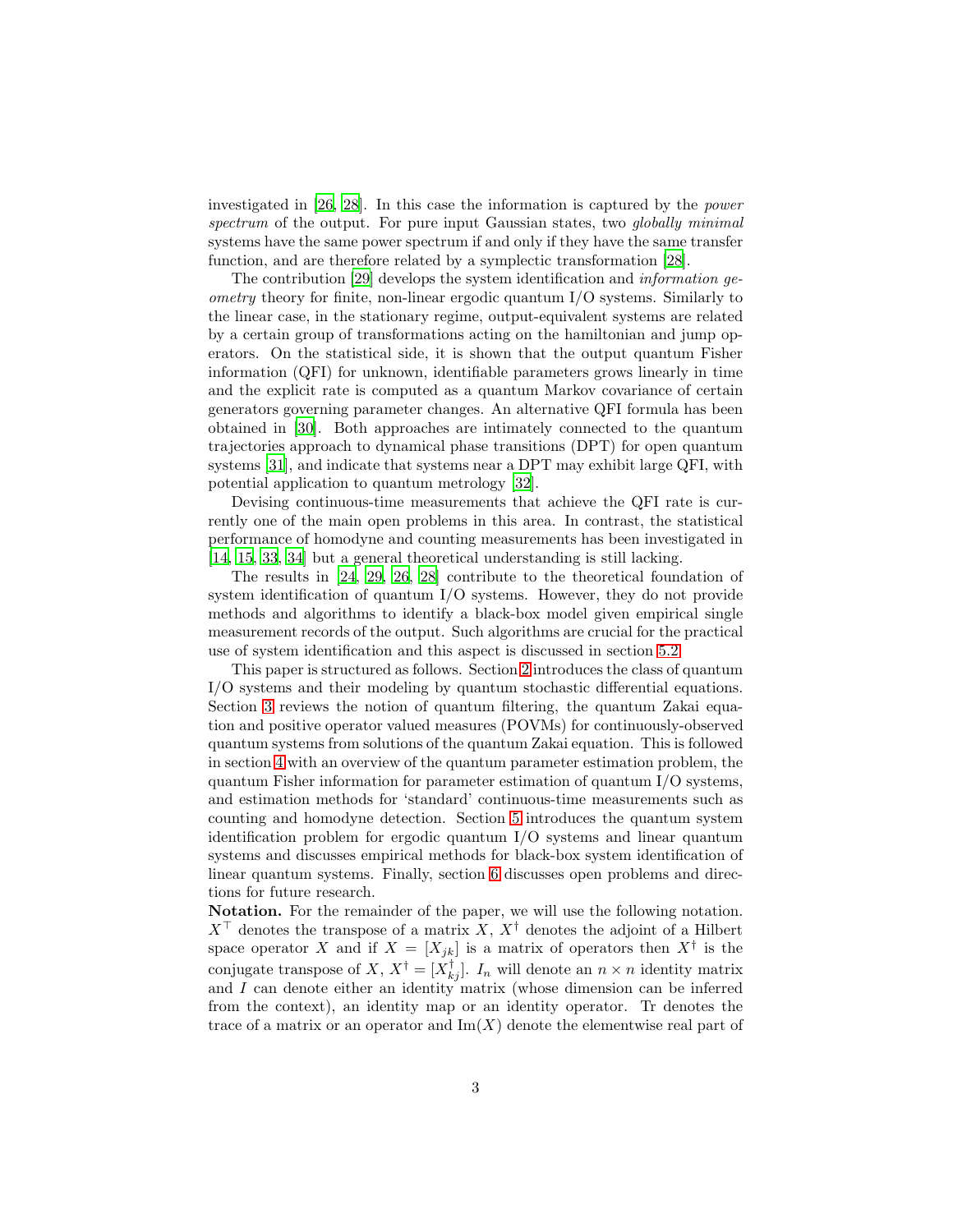investigated in [26, 28]. In this case the information is captured by the *power spectrum* of the output. For pure input Gaussian states, two *globally minimal* systems have the same power spectrum if and only if they have the same transfer function, and are therefore related by a symplectic transformation [28].

The contribution [29] develops the system identification and *information geometry* theory for finite, non-linear ergodic quantum I/O systems. Similarly to the linear case, in the stationary regime, output-equivalent systems are related by a certain group of transformations acting on the hamiltonian and jump operators. On the statistical side, it is shown that the output quantum Fisher information (QFI) for unknown, identifiable parameters grows linearly in time and the explicit rate is computed as a quantum Markov covariance of certain generators governing parameter changes. An alternative QFI formula has been obtained in [30]. Both approaches are intimately connected to the quantum trajectories approach to dynamical phase transitions (DPT) for open quantum systems [31], and indicate that systems near a DPT may exhibit large QFI, with potential application to quantum metrology [32].

Devising continuous-time measurements that achieve the QFI rate is currently one of the main open problems in this area. In contrast, the statistical performance of homodyne and counting measurements has been investigated in [14, 15, 33, 34] but a general theoretical understanding is still lacking.

The results in [24, 29, 26, 28] contribute to the theoretical foundation of system identification of quantum I/O systems. However, they do not provide methods and algorithms to identify a black-box model given empirical single measurement records of the output. Such algorithms are crucial for the practical use of system identification and this aspect is discussed in section 5.2.

This paper is structured as follows. Section 2 introduces the class of quantum I/O systems and their modeling by quantum stochastic differential equations. Section 3 reviews the notion of quantum filtering, the quantum Zakai equation and positive operator valued measures (POVMs) for continuously-observed quantum systems from solutions of the quantum Zakai equation. This is followed in section 4 with an overview of the quantum parameter estimation problem, the quantum Fisher information for parameter estimation of quantum I/O systems, and estimation methods for 'standard' continuous-time measurements such as counting and homodyne detection. Section 5 introduces the quantum system identification problem for ergodic quantum I/O systems and linear quantum systems and discusses empirical methods for black-box system identification of linear quantum systems. Finally, section 6 discusses open problems and directions for future research.

**Notation.** For the remainder of the paper, we will use the following notation. $X^\top$ denotes the transpose of a matrix $X$, $X^\dagger$ denotes the adjoint of a Hilbert space operator $X$ and if $X = [X_{jk}]$ is a matrix of operators then $X^\dagger$ is the conjugate transpose of $X$, $X^\dagger = [X_{kj}^\dagger]$. $I_n$ will denote an $n \times n$ identity matrix and $I$ can denote either an identity matrix (whose dimension can be inferred from the context), an identity map or an identity operator. Tr denotes the trace of a matrix or an operator and $\mathrm{Im}(X)$ denote the elementwise real part of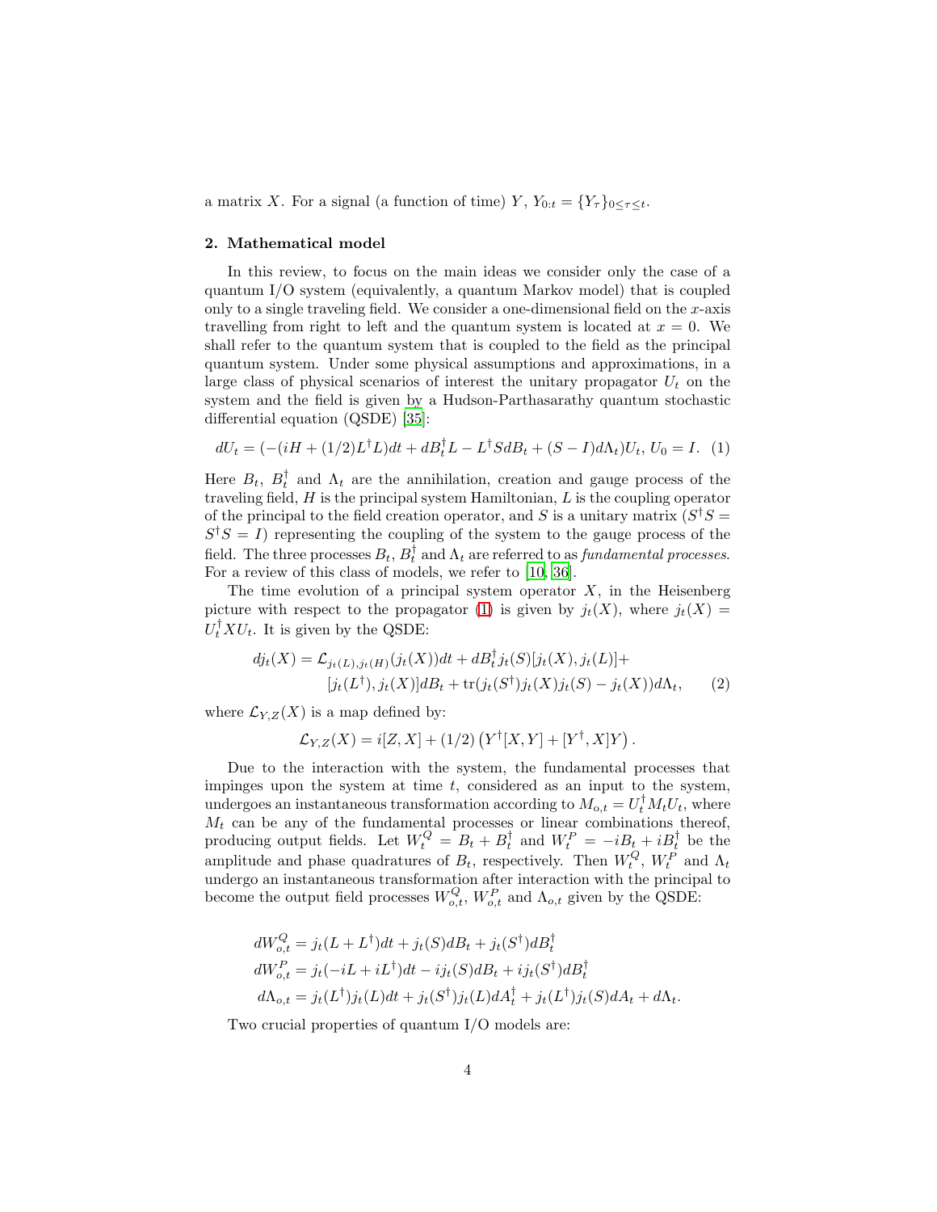a matrix $X$. For a signal (a function of time) $Y$, $Y_{0:t} = \{Y_\tau\}_{0\leq\tau\leq t}$.

## 2. Mathematical model

In this review, to focus on the main ideas we consider only the case of a quantum I/O system (equivalently, a quantum Markov model) that is coupled only to a single traveling field. We consider a one-dimensional field on the $x$-axis travelling from right to left and the quantum system is located at $x = 0$. We shall refer to the quantum system that is coupled to the field as the principal quantum system. Under some physical assumptions and approximations, in a large class of physical scenarios of interest the unitary propagator $U_t$ on the system and the field is given by a Hudson-Parthasarathy quantum stochastic differential equation (QSDE) [35]:

$$dU_t = (-(iH + (1/2)L^\dagger L)dt + dB_t^\dagger L - L^\dagger S dB_t + (S - I)d\Lambda_t)U_t,\, U_0 = I. \quad (1)$$

Here $B_t$, $B_t^\dagger$ and $\Lambda_t$ are the annihilation, creation and gauge process of the traveling field, $H$ is the principal system Hamiltonian, $L$ is the coupling operator of the principal to the field creation operator, and $S$ is a unitary matrix ($S^\dagger S = S^\dagger S = I$) representing the coupling of the system to the gauge process of the field. The three processes $B_t$, $B_t^\dagger$ and $\Lambda_t$ are referred to as *fundamental processes*. For a review of this class of models, we refer to [10, 36].

The time evolution of a principal system operator $X$, in the Heisenberg picture with respect to the propagator (1) is given by $j_t(X)$, where $j_t(X) = U_t^\dagger X U_t$. It is given by the QSDE:

$$\begin{aligned} dj_t(X) = \mathcal{L}_{j_t(L),j_t(H)}(j_t(X))dt + dB_t^\dagger j_t(S)[j_t(X), j_t(L)] +& \\ [j_t(L^\dagger), j_t(X)]dB_t + \mathrm{tr}(j_t(S^\dagger)j_t(X)j_t(S) - j_t(X))d\Lambda_t,& \quad (2) \end{aligned}$$

where $\mathcal{L}_{Y,Z}(X)$ is a map defined by:

$$\mathcal{L}_{Y,Z}(X) = i[Z, X] + (1/2)\left(Y^\dagger[X, Y] + [Y^\dagger, X]Y\right).$$

Due to the interaction with the system, the fundamental processes that impinges upon the system at time $t$, considered as an input to the system, undergoes an instantaneous transformation according to $M_{o,t} = U_t^\dagger M_t U_t$, where $M_t$ can be any of the fundamental processes or linear combinations thereof, producing output fields. Let $W_t^Q = B_t + B_t^\dagger$ and $W_t^P = -iB_t + iB_t^\dagger$ be the amplitude and phase quadratures of $B_t$, respectively. Then $W_t^Q$, $W_t^P$ and $\Lambda_t$ undergo an instantaneous transformation after interaction with the principal to become the output field processes $W_{o,t}^Q$, $W_{o,t}^P$ and $\Lambda_{o,t}$ given by the QSDE:

$$\begin{aligned} dW_{o,t}^Q &= j_t(L + L^\dagger)dt + j_t(S)dB_t + j_t(S^\dagger)dB_t^\dagger \\ dW_{o,t}^P &= j_t(-iL + iL^\dagger)dt - ij_t(S)dB_t + ij_t(S^\dagger)dB_t^\dagger \\ d\Lambda_{o,t} &= j_t(L^\dagger)j_t(L)dt + j_t(S^\dagger)j_t(L)dA_t^\dagger + j_t(L^\dagger)j_t(S)dA_t + d\Lambda_t. \end{aligned}$$

Two crucial properties of quantum I/O models are: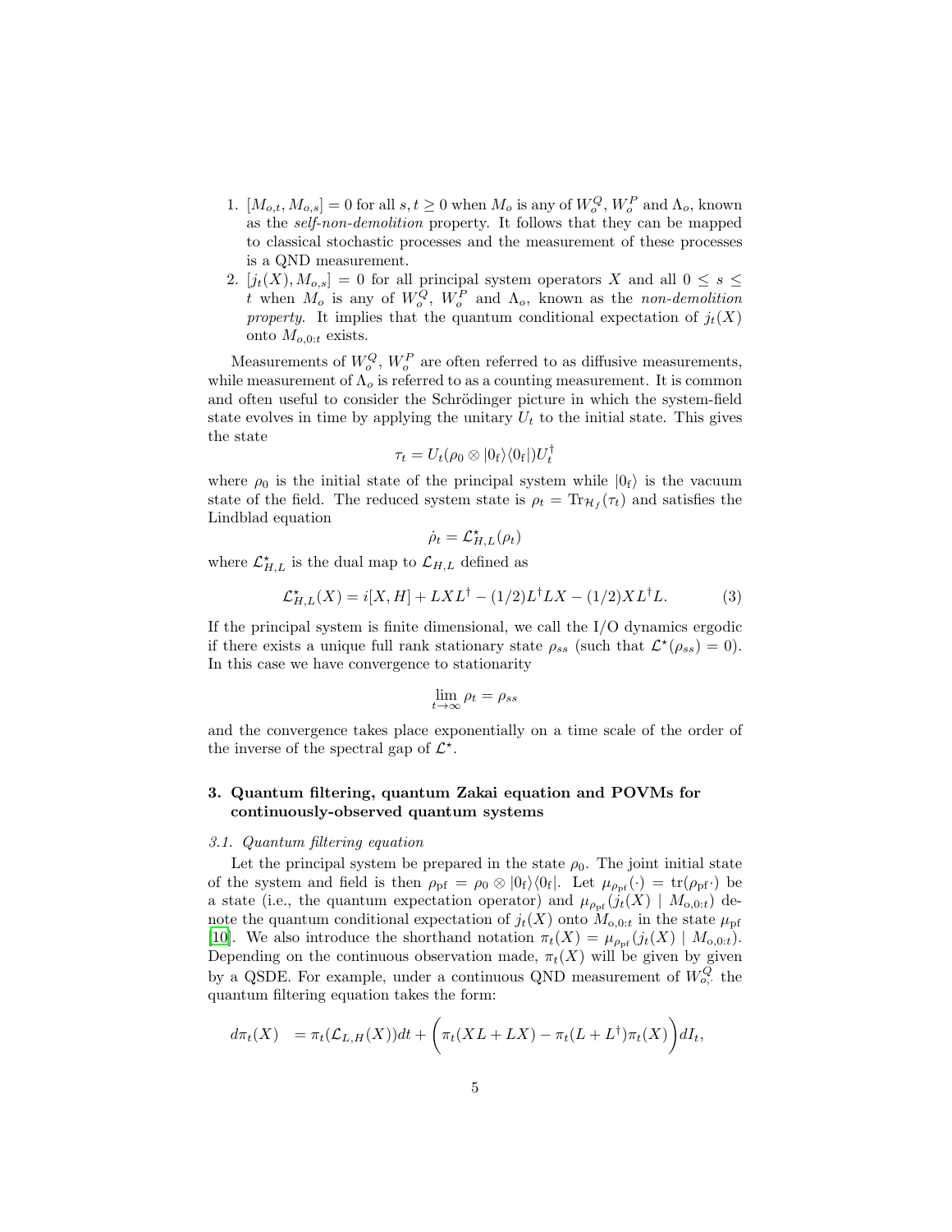1. $[M_{o,t}, M_{o,s}] = 0$ for all $s, t \geq 0$ when $M_o$ is any of $W_o^Q$, $W_o^P$ and $\Lambda_o$, known as the *self-non-demolition* property. It follows that they can be mapped to classical stochastic processes and the measurement of these processes is a QND measurement.
2. $[j_t(X), M_{o,s}] = 0$ for all principal system operators $X$ and all $0 \leq s \leq t$ when $M_o$ is any of $W_o^Q$, $W_o^P$ and $\Lambda_o$, known as the *non-demolition property*. It implies that the quantum conditional expectation of $j_t(X)$ onto $M_{o,0:t}$ exists.

Measurements of $W_o^Q$, $W_o^P$ are often referred to as diffusive measurements, while measurement of $\Lambda_o$ is referred to as a counting measurement. It is common and often useful to consider the Schrödinger picture in which the system-field state evolves in time by applying the unitary $U_t$ to the initial state. This gives the state

$$\tau_t = U_t(\rho_0 \otimes |0_{\rm f}\rangle\langle 0_{\rm f}|)U_t^\dagger$$

where $\rho_0$ is the initial state of the principal system while $|0_{\rm f}\rangle$ is the vacuum state of the field. The reduced system state is $\rho_t = \mathrm{Tr}_{\mathcal{H}_f}(\tau_t)$ and satisfies the Lindblad equation

$$\dot{\rho}_t = \mathcal{L}^\star_{H,L}(\rho_t)$$

where $\mathcal{L}^\star_{H,L}$ is the dual map to $\mathcal{L}_{H,L}$ defined as

$$\mathcal{L}^\star_{H,L}(X) = i[X, H] + LXL^\dagger - (1/2)L^\dagger LX - (1/2)XL^\dagger L. \tag{3}$$

If the principal system is finite dimensional, we call the I/O dynamics ergodic if there exists a unique full rank stationary state $\rho_{ss}$ (such that $\mathcal{L}^\star(\rho_{ss}) = 0$). In this case we have convergence to stationarity

$$\lim_{t\to\infty} \rho_t = \rho_{ss}$$

and the convergence takes place exponentially on a time scale of the order of the inverse of the spectral gap of $\mathcal{L}^\star$.

## 3. Quantum filtering, quantum Zakai equation and POVMs for continuously-observed quantum systems

### 3.1. Quantum filtering equation

Let the principal system be prepared in the state $\rho_0$. The joint initial state of the system and field is then $\rho_{\rm pf} = \rho_0 \otimes |0_{\rm f}\rangle\langle 0_{\rm f}|$. Let $\mu_{\rho_{\rm pf}}(\cdot) = \mathrm{tr}(\rho_{\rm pf}\cdot)$ be a state (i.e., the quantum expectation operator) and $\mu_{\rho_{\rm pf}}(j_t(X) \mid M_{\rm o,0:t})$ denote the quantum conditional expectation of $j_t(X)$ onto $M_{\rm o,0:t}$ in the state $\mu_{\rm pf}$ [10]. We also introduce the shorthand notation $\pi_t(X) = \mu_{\rho_{\rm pf}}(j_t(X) \mid M_{\rm o,0:t})$. Depending on the continuous observation made, $\pi_t(X)$ will be given by given by a QSDE. For example, under a continuous QND measurement of $W_{o,}^Q$ the quantum filtering equation takes the form:

$$d\pi_t(X) \quad = \pi_t(\mathcal{L}_{L,H}(X))dt + \Big(\pi_t(XL + LX) - \pi_t(L + L^\dagger)\pi_t(X)\Big)dI_t,$$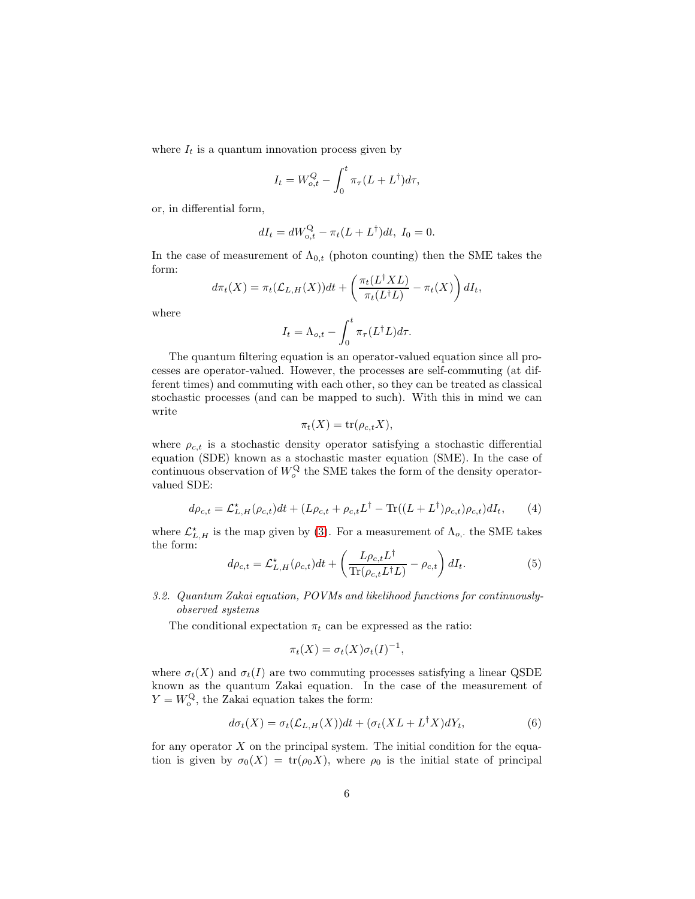where $I_t$ is a quantum innovation process given by

$$I_t = W_{o,t}^Q - \int_0^t \pi_\tau(L + L^\dagger)d\tau,$$

or, in differential form,

$$dI_t = dW_{\mathrm{o},t}^{\mathrm{Q}} - \pi_t(L + L^\dagger)dt, \; I_0 = 0.$$

In the case of measurement of $\Lambda_{0,t}$ (photon counting) then the SME takes the form:

$$d\pi_t(X) = \pi_t(\mathcal{L}_{L,H}(X))dt + \left(\frac{\pi_t(L^\dagger X L)}{\pi_t(L^\dagger L)} - \pi_t(X)\right)dI_t,$$

where

$$I_t = \Lambda_{o,t} - \int_0^t \pi_\tau(L^\dagger L)d\tau.$$

The quantum filtering equation is an operator-valued equation since all processes are operator-valued. However, the processes are self-commuting (at different times) and commuting with each other, so they can be treated as classical stochastic processes (and can be mapped to such). With this in mind we can write

$$\pi_t(X) = \mathrm{tr}(\rho_{c,t}X),$$

where $\rho_{c,t}$ is a stochastic density operator satisfying a stochastic differential equation (SDE) known as a stochastic master equation (SME). In the case of continuous observation of $W_o^{\mathrm{Q}}$ the SME takes the form of the density operator-valued SDE:

$$d\rho_{c,t} = \mathcal{L}_{L,H}^\star(\rho_{c,t})dt + (L\rho_{c,t} + \rho_{c,t}L^\dagger - \mathrm{Tr}((L + L^\dagger)\rho_{c,t})\rho_{c,t})dI_t, \qquad (4)$$

where $\mathcal{L}_{L,H}^\star$ is the map given by (3). For a measurement of $\Lambda_{o,\cdot}$ the SME takes the form:

$$d\rho_{c,t} = \mathcal{L}_{L,H}^\star(\rho_{c,t})dt + \left(\frac{L\rho_{c,t}L^\dagger}{\mathrm{Tr}(\rho_{c,t}L^\dagger L)} - \rho_{c,t}\right)dI_t. \qquad (5)$$

### *3.2. Quantum Zakai equation, POVMs and likelihood functions for continuously-observed systems*

The conditional expectation $\pi_t$ can be expressed as the ratio:

$$\pi_t(X) = \sigma_t(X)\sigma_t(I)^{-1},$$

where $\sigma_t(X)$ and $\sigma_t(I)$ are two commuting processes satisfying a linear QSDE known as the quantum Zakai equation. In the case of the measurement of $Y = W_{\mathrm{o}}^{\mathrm{Q}}$, the Zakai equation takes the form:

$$d\sigma_t(X) = \sigma_t(\mathcal{L}_{L,H}(X))dt + (\sigma_t(XL + L^\dagger X)dY_t, \qquad (6)$$

for any operator $X$ on the principal system. The initial condition for the equation is given by $\sigma_0(X) = \mathrm{tr}(\rho_0 X)$, where $\rho_0$ is the initial state of principal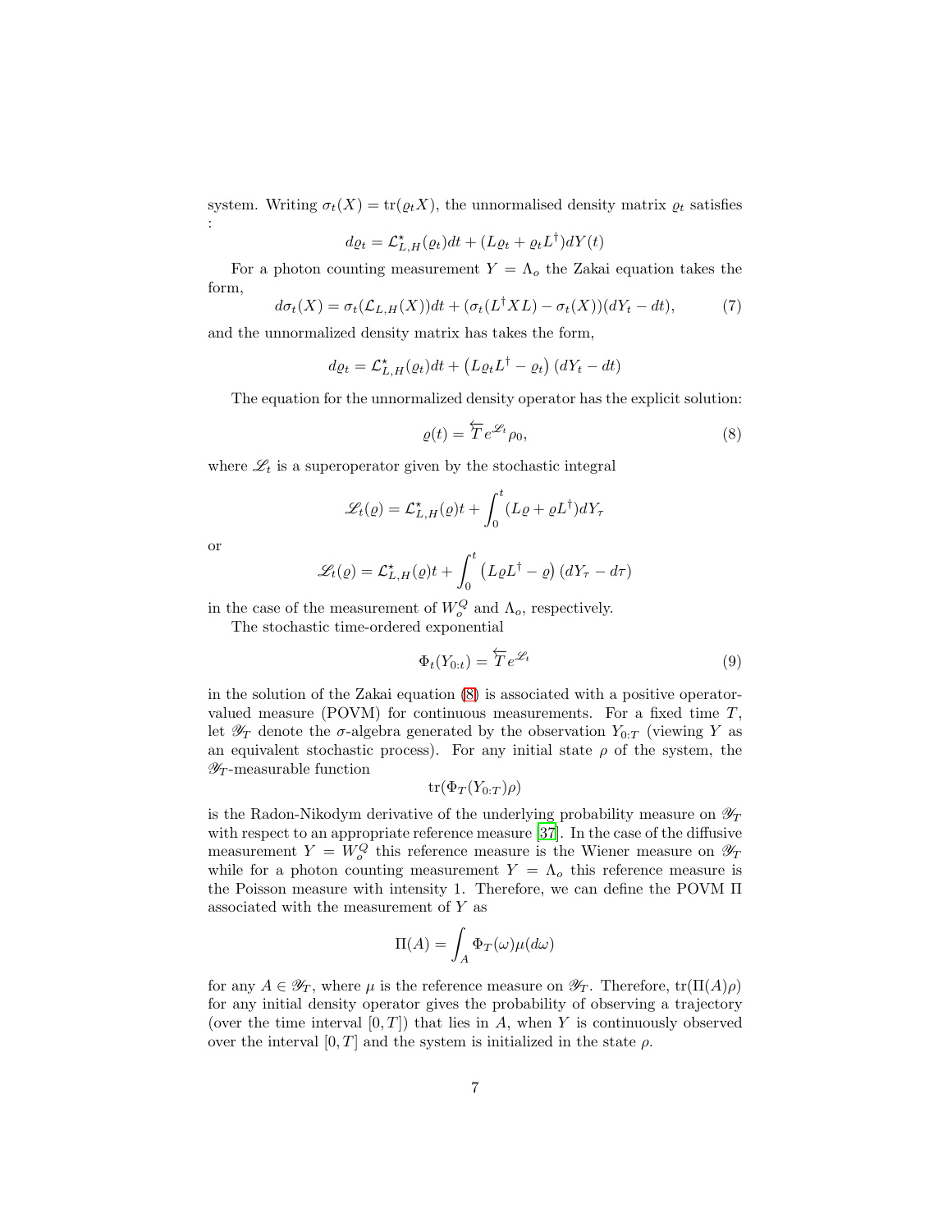system. Writing $\sigma_t(X) = \mathrm{tr}(\varrho_t X)$, the unnormalised density matrix $\varrho_t$ satisfies :

$$d\varrho_t = \mathcal{L}^{\star}_{L,H}(\varrho_t)dt + (L\varrho_t + \varrho_t L^{\dagger})dY(t)$$

For a photon counting measurement $Y = \Lambda_o$ the Zakai equation takes the form,

$$d\sigma_t(X) = \sigma_t(\mathcal{L}_{L,H}(X))dt + (\sigma_t(L^{\dagger}XL) - \sigma_t(X))(dY_t - dt), \tag{7}$$

and the unnormalized density matrix has takes the form,

$$d\varrho_t = \mathcal{L}^{\star}_{L,H}(\varrho_t)dt + \left(L\varrho_t L^{\dagger} - \varrho_t\right)(dY_t - dt)$$

The equation for the unnormalized density operator has the explicit solution:

$$\varrho(t) = \overleftarrow{T} e^{\mathscr{L}_t}\rho_0, \tag{8}$$

where $\mathscr{L}_t$ is a superoperator given by the stochastic integral

$$\mathscr{L}_t(\varrho) = \mathcal{L}^{\star}_{L,H}(\varrho)t + \int_0^t (L\varrho + \varrho L^{\dagger})dY_\tau$$

or

$$\mathscr{L}_t(\varrho) = \mathcal{L}^{\star}_{L,H}(\varrho)t + \int_0^t \left(L\varrho L^{\dagger} - \varrho\right)(dY_\tau - d\tau)$$

in the case of the measurement of $W_o^Q$ and $\Lambda_o$, respectively.

The stochastic time-ordered exponential

$$\Phi_t(Y_{0:t}) = \overleftarrow{T} e^{\mathscr{L}_t} \tag{9}$$

in the solution of the Zakai equation (8) is associated with a positive operator-valued measure (POVM) for continuous measurements. For a fixed time $T$, let $\mathscr{Y}_T$ denote the $\sigma$-algebra generated by the observation $Y_{0:T}$ (viewing $Y$ as an equivalent stochastic process). For any initial state $\rho$ of the system, the $\mathscr{Y}_T$-measurable function

$$\mathrm{tr}(\Phi_T(Y_{0:T})\rho)$$

is the Radon-Nikodym derivative of the underlying probability measure on $\mathscr{Y}_T$ with respect to an appropriate reference measure [37]. In the case of the diffusive measurement $Y = W_o^Q$ this reference measure is the Wiener measure on $\mathscr{Y}_T$ while for a photon counting measurement $Y = \Lambda_o$ this reference measure is the Poisson measure with intensity 1. Therefore, we can define the POVM $\Pi$ associated with the measurement of $Y$ as

$$\Pi(A) = \int_A \Phi_T(\omega)\mu(d\omega)$$

for any $A \in \mathscr{Y}_T$, where $\mu$ is the reference measure on $\mathscr{Y}_T$. Therefore, $\mathrm{tr}(\Pi(A)\rho)$ for any initial density operator gives the probability of observing a trajectory (over the time interval $[0, T]$) that lies in $A$, when $Y$ is continuously observed over the interval $[0, T]$ and the system is initialized in the state $\rho$.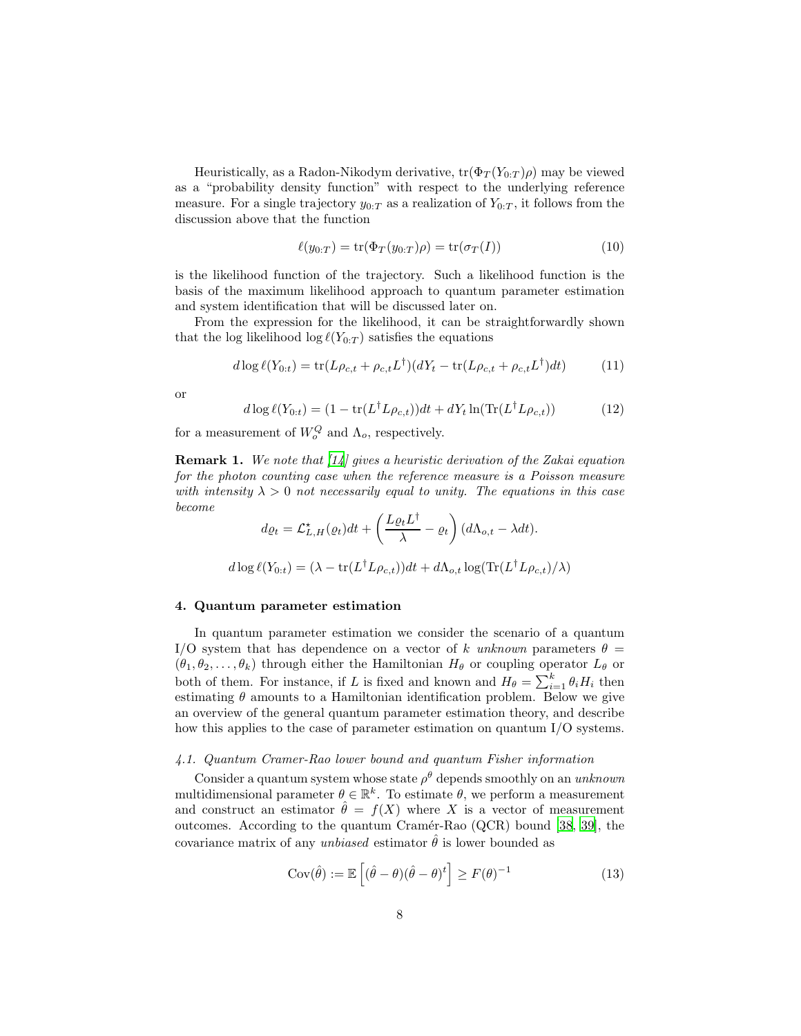Heuristically, as a Radon-Nikodym derivative, $\mathrm{tr}(\Phi_T(Y_{0:T})\rho)$ may be viewed as a "probability density function" with respect to the underlying reference measure. For a single trajectory $y_{0:T}$ as a realization of $Y_{0:T}$, it follows from the discussion above that the function

$$\ell(y_{0:T}) = \mathrm{tr}(\Phi_T(y_{0:T})\rho) = \mathrm{tr}(\sigma_T(I)) \tag{10}$$

is the likelihood function of the trajectory. Such a likelihood function is the basis of the maximum likelihood approach to quantum parameter estimation and system identification that will be discussed later on.

From the expression for the likelihood, it can be straightforwardly shown that the log likelihood $\log \ell(Y_{0:T})$ satisfies the equations

$$d \log \ell(Y_{0:t}) = \mathrm{tr}(L\rho_{c,t} + \rho_{c,t}L^\dagger)(dY_t - \mathrm{tr}(L\rho_{c,t} + \rho_{c,t}L^\dagger)dt) \tag{11}$$

or

$$d \log \ell(Y_{0:t}) = (1 - \mathrm{tr}(L^\dagger L\rho_{c,t}))dt + dY_t \ln(\mathrm{Tr}(L^\dagger L\rho_{c,t})) \tag{12}$$

for a measurement of $W_o^Q$ and $\Lambda_o$, respectively.

**Remark 1.** *We note that [14] gives a heuristic derivation of the Zakai equation for the photon counting case when the reference measure is a Poisson measure with intensity $\lambda > 0$ not necessarily equal to unity. The equations in this case become*

$$d\varrho_t = \mathcal{L}^\star_{L,H}(\varrho_t)dt + \left(\frac{L\varrho_t L^\dagger}{\lambda} - \varrho_t\right)(d\Lambda_{o,t} - \lambda dt).$$

$$d \log \ell(Y_{0:t}) = (\lambda - \mathrm{tr}(L^\dagger L\rho_{c,t}))dt + d\Lambda_{o,t} \log(\mathrm{Tr}(L^\dagger L\rho_{c,t})/\lambda)$$

## 4. Quantum parameter estimation

In quantum parameter estimation we consider the scenario of a quantum I/O system that has dependence on a vector of $k$ *unknown* parameters $\theta = (\theta_1, \theta_2, \ldots, \theta_k)$ through either the Hamiltonian $H_\theta$ or coupling operator $L_\theta$ or both of them. For instance, if $L$ is fixed and known and $H_\theta = \sum_{i=1}^k \theta_i H_i$ then estimating $\theta$ amounts to a Hamiltonian identification problem. Below we give an overview of the general quantum parameter estimation theory, and describe how this applies to the case of parameter estimation on quantum I/O systems.

### 4.1. Quantum Cramer-Rao lower bound and quantum Fisher information

Consider a quantum system whose state $\rho^\theta$ depends smoothly on an *unknown* multidimensional parameter $\theta \in \mathbb{R}^k$. To estimate $\theta$, we perform a measurement and construct an estimator $\hat{\theta} = f(X)$ where $X$ is a vector of measurement outcomes. According to the quantum Cramér-Rao (QCR) bound [38, 39], the covariance matrix of any *unbiased* estimator $\hat{\theta}$ is lower bounded as

$$\mathrm{Cov}(\hat{\theta}) := \mathbb{E}\left[(\hat{\theta} - \theta)(\hat{\theta} - \theta)^t\right] \geq F(\theta)^{-1} \tag{13}$$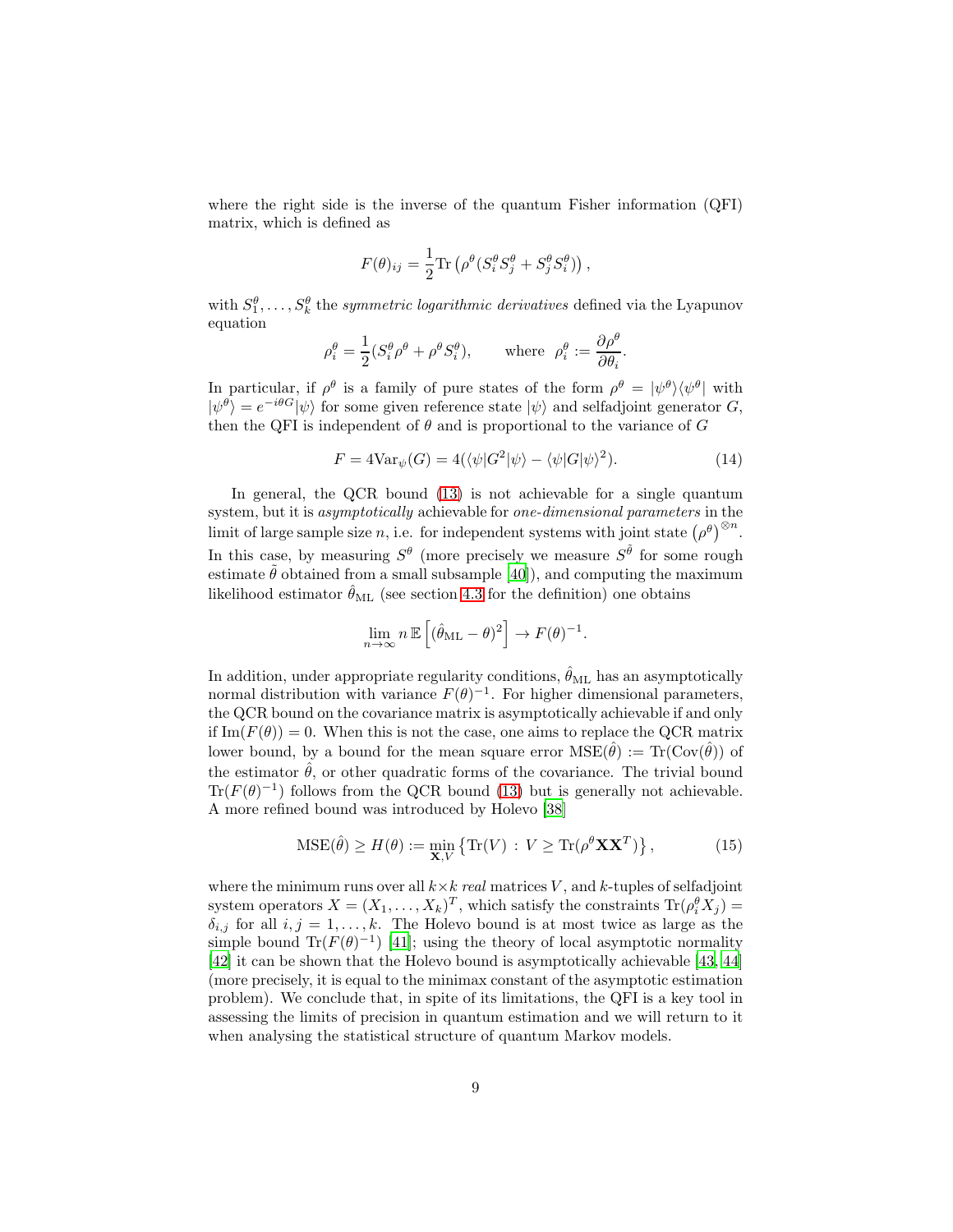where the right side is the inverse of the quantum Fisher information (QFI) matrix, which is defined as

$$F(\theta)_{ij} = \frac{1}{2}\mathrm{Tr}\left(\rho^\theta (S_i^\theta S_j^\theta + S_j^\theta S_i^\theta)\right),$$

with $S_1^\theta, \ldots, S_k^\theta$ the *symmetric logarithmic derivatives* defined via the Lyapunov equation

$$\rho_i^\theta = \frac{1}{2}(S_i^\theta \rho^\theta + \rho^\theta S_i^\theta), \qquad \text{where } \ \rho_i^\theta := \frac{\partial \rho^\theta}{\partial \theta_i}.$$

In particular, if $\rho^\theta$ is a family of pure states of the form $\rho^\theta = |\psi^\theta\rangle\langle\psi^\theta|$ with $|\psi^\theta\rangle = e^{-i\theta G}|\psi\rangle$ for some given reference state $|\psi\rangle$ and selfadjoint generator $G$, then the QFI is independent of $\theta$ and is proportional to the variance of $G$

$$F = 4\mathrm{Var}_\psi(G) = 4(\langle\psi|G^2|\psi\rangle - \langle\psi|G|\psi\rangle^2). \tag{14}$$

In general, the QCR bound (13) is not achievable for a single quantum system, but it is *asymptotically* achievable for *one-dimensional parameters* in the limit of large sample size $n$, i.e. for independent systems with joint state $\left(\rho^\theta\right)^{\otimes n}$. In this case, by measuring $S^\theta$ (more precisely we measure $S^{\tilde{\theta}}$ for some rough estimate $\tilde{\theta}$ obtained from a small subsample [40]), and computing the maximum likelihood estimator $\hat{\theta}_{\mathrm{ML}}$ (see section 4.3 for the definition) one obtains

$$\lim_{n\to\infty} n\, \mathbb{E}\left[(\hat{\theta}_{\mathrm{ML}} - \theta)^2\right] \to F(\theta)^{-1}.$$

In addition, under appropriate regularity conditions, $\hat{\theta}_{\mathrm{ML}}$ has an asymptotically normal distribution with variance $F(\theta)^{-1}$. For higher dimensional parameters, the QCR bound on the covariance matrix is asymptotically achievable if and only if $\mathrm{Im}(F(\theta)) = 0$. When this is not the case, one aims to replace the QCR matrix lower bound, by a bound for the mean square error $\mathrm{MSE}(\hat{\theta}) := \mathrm{Tr}(\mathrm{Cov}(\hat{\theta}))$ of the estimator $\hat{\theta}$, or other quadratic forms of the covariance. The trivial bound $\mathrm{Tr}(F(\theta)^{-1})$ follows from the QCR bound (13) but is generally not achievable. A more refined bound was introduced by Holevo [38]

$$\mathrm{MSE}(\hat{\theta}) \geq H(\theta) := \min_{\mathbf{X}, V}\left\{\mathrm{Tr}(V) \,:\, V \geq \mathrm{Tr}(\rho^\theta \mathbf{X}\mathbf{X}^T)\right\}, \tag{15}$$

where the minimum runs over all $k\times k$ *real* matrices $V$, and $k$-tuples of selfadjoint system operators $X = (X_1, \ldots, X_k)^T$, which satisfy the constraints $\mathrm{Tr}(\rho_i^\theta X_j) = \delta_{i,j}$ for all $i, j = 1, \ldots, k$. The Holevo bound is at most twice as large as the simple bound $\mathrm{Tr}(F(\theta)^{-1})$ [41]; using the theory of local asymptotic normality [42] it can be shown that the Holevo bound is asymptotically achievable [43, 44] (more precisely, it is equal to the minimax constant of the asymptotic estimation problem). We conclude that, in spite of its limitations, the QFI is a key tool in assessing the limits of precision in quantum estimation and we will return to it when analysing the statistical structure of quantum Markov models.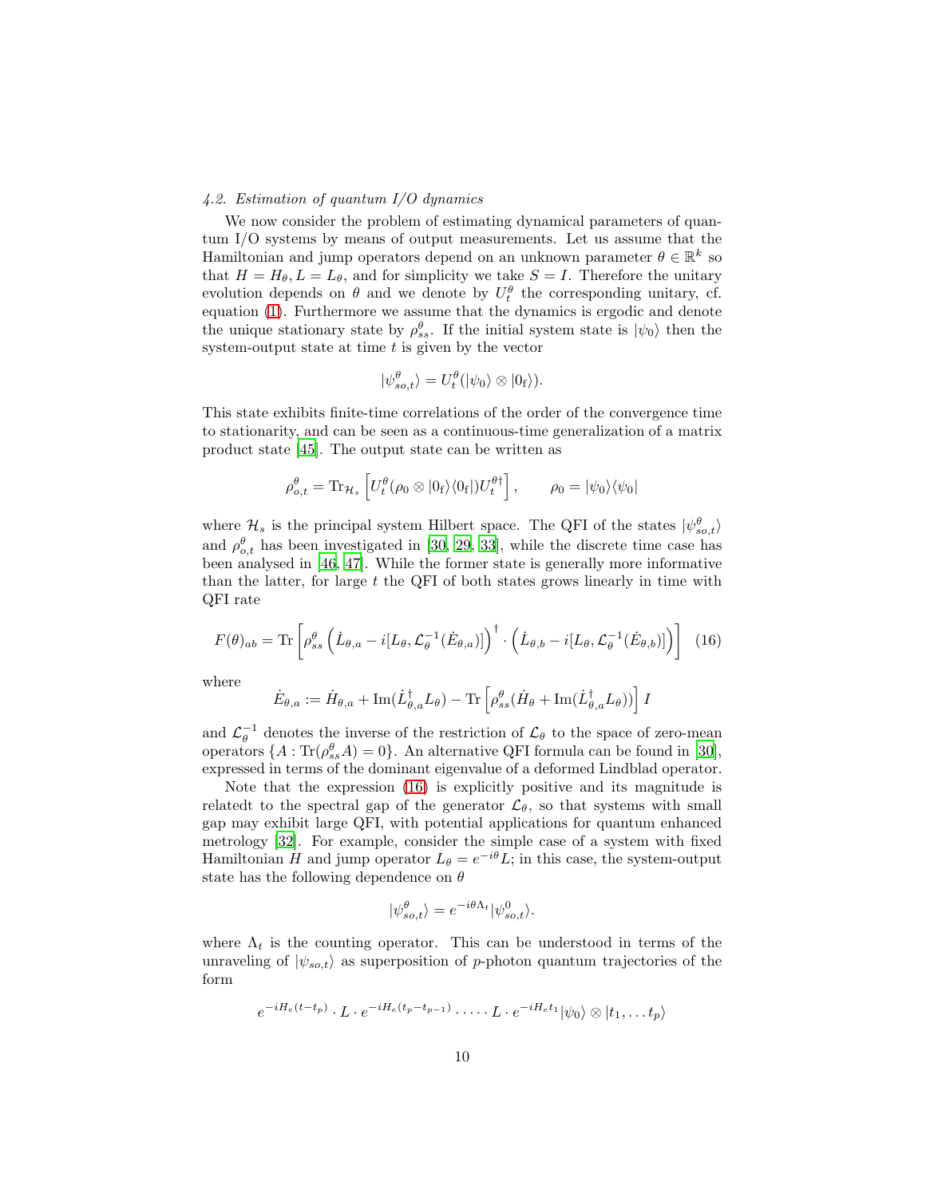### 4.2. Estimation of quantum I/O dynamics

We now consider the problem of estimating dynamical parameters of quantum I/O systems by means of output measurements. Let us assume that the Hamiltonian and jump operators depend on an unknown parameter $\theta \in \mathbb{R}^k$ so that $H = H_\theta, L = L_\theta$, and for simplicity we take $S = I$. Therefore the unitary evolution depends on $\theta$ and we denote by $U^\theta_t$ the corresponding unitary, cf. equation (1). Furthermore we assume that the dynamics is ergodic and denote the unique stationary state by $\rho^\theta_{ss}$. If the initial system state is $|\psi_0\rangle$ then the system-output state at time $t$ is given by the vector

$$|\psi^\theta_{so,t}\rangle = U^\theta_t(|\psi_0\rangle \otimes |0_{\rm f}\rangle).$$

This state exhibits finite-time correlations of the order of the convergence time to stationarity, and can be seen as a continuous-time generalization of a matrix product state [45]. The output state can be written as

$$\rho^\theta_{o,t} = \mathrm{Tr}_{\mathcal{H}_s}\left[U^\theta_t(\rho_0 \otimes |0_{\rm f}\rangle\langle 0_{\rm f}|)U^{\theta\dagger}_t\right], \qquad \rho_0 = |\psi_0\rangle\langle\psi_0|$$

where $\mathcal{H}_s$ is the principal system Hilbert space. The QFI of the states $|\psi^\theta_{so,t}\rangle$ and $\rho^\theta_{o,t}$ has been investigated in [30, 29, 33], while the discrete time case has been analysed in [46, 47]. While the former state is generally more informative than the latter, for large $t$ the QFI of both states grows linearly in time with QFI rate

$$F(\theta)_{ab} = \mathrm{Tr}\left[\rho^\theta_{ss}\left(\dot{L}_{\theta,a} - i[L_\theta, \mathcal{L}^{-1}_\theta(\dot{E}_{\theta,a})]\right)^\dagger \cdot \left(\dot{L}_{\theta,b} - i[L_\theta, \mathcal{L}^{-1}_\theta(\dot{E}_{\theta,b})]\right)\right] \quad (16)$$

where

$$\dot{E}_{\theta,a} := \dot{H}_{\theta,a} + \mathrm{Im}(\dot{L}^\dagger_{\theta,a}L_\theta) - \mathrm{Tr}\left[\rho^\theta_{ss}(\dot{H}_\theta + \mathrm{Im}(\dot{L}^\dagger_{\theta,a}L_\theta))\right] I$$

and $\mathcal{L}^{-1}_\theta$ denotes the inverse of the restriction of $\mathcal{L}_\theta$ to the space of zero-mean operators $\{A : \mathrm{Tr}(\rho^\theta_{ss}A) = 0\}$. An alternative QFI formula can be found in [30], expressed in terms of the dominant eigenvalue of a deformed Lindblad operator.

Note that the expression (16) is explicitly positive and its magnitude is relatedt to the spectral gap of the generator $\mathcal{L}_\theta$, so that systems with small gap may exhibit large QFI, with potential applications for quantum enhanced metrology [32]. For example, consider the simple case of a system with fixed Hamiltonian $H$ and jump operator $L_\theta = e^{-i\theta}L$; in this case, the system-output state has the following dependence on $\theta$

$$|\psi^\theta_{so,t}\rangle = e^{-i\theta\Lambda_t}|\psi^0_{so,t}\rangle.$$

where $\Lambda_t$ is the counting operator. This can be understood in terms of the unraveling of $|\psi_{so,t}\rangle$ as superposition of $p$-photon quantum trajectories of the form

$$e^{-iH_e(t-t_p)} \cdot L \cdot e^{-iH_e(t_p-t_{p-1})} \cdot \dots \cdot L \cdot e^{-iH_e t_1}|\psi_0\rangle \otimes |t_1, \dots t_p\rangle$$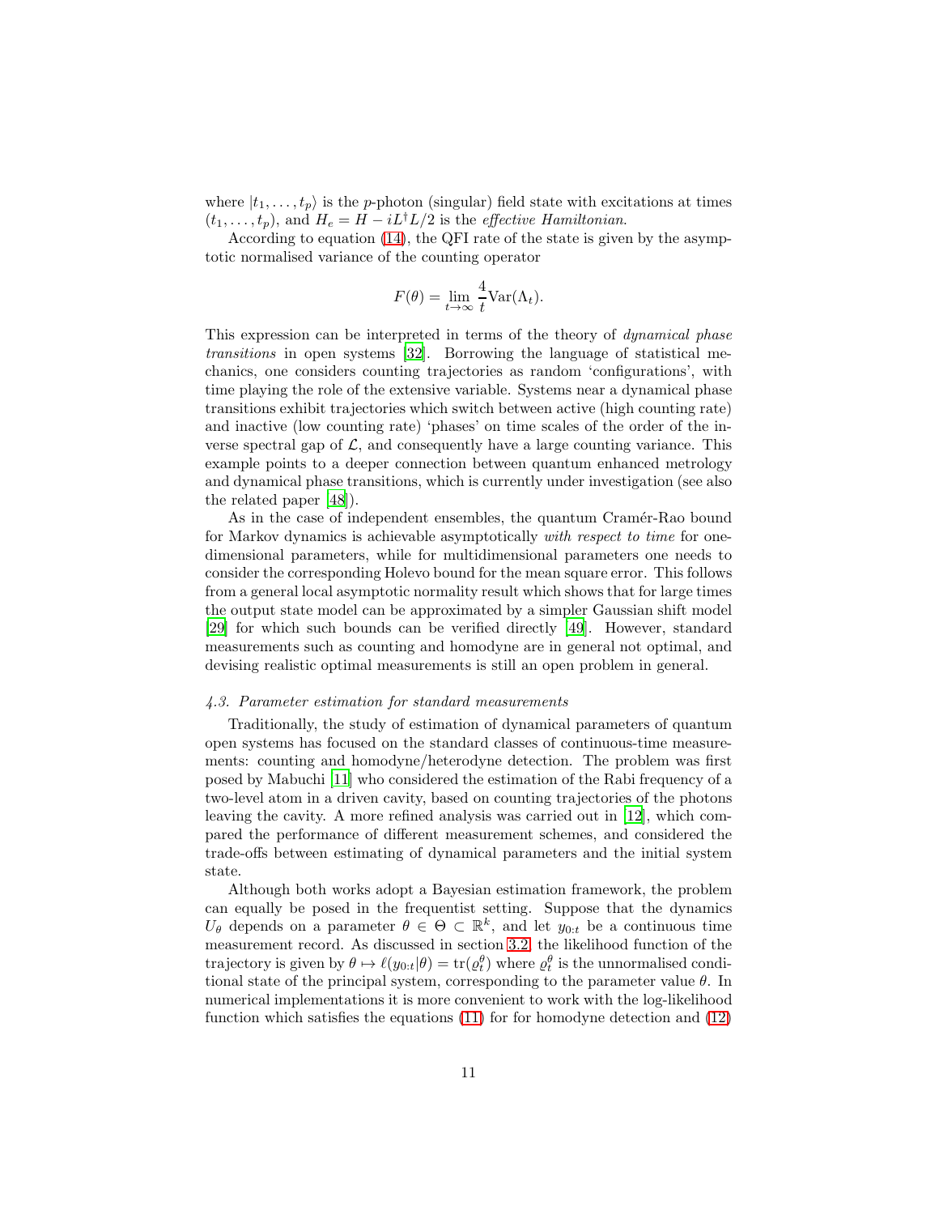where $|t_1, \ldots, t_p\rangle$ is the $p$-photon (singular) field state with excitations at times $(t_1, \ldots, t_p)$, and $H_e = H - iL^\dagger L/2$ is the *effective Hamiltonian*.

According to equation (14), the QFI rate of the state is given by the asymptotic normalised variance of the counting operator

$$F(\theta) = \lim_{t\to\infty} \frac{4}{t}\mathrm{Var}(\Lambda_t).$$

This expression can be interpreted in terms of the theory of *dynamical phase transitions* in open systems [32]. Borrowing the language of statistical mechanics, one considers counting trajectories as random 'configurations', with time playing the role of the extensive variable. Systems near a dynamical phase transitions exhibit trajectories which switch between active (high counting rate) and inactive (low counting rate) 'phases' on time scales of the order of the inverse spectral gap of $\mathcal{L}$, and consequently have a large counting variance. This example points to a deeper connection between quantum enhanced metrology and dynamical phase transitions, which is currently under investigation (see also the related paper [48]).

As in the case of independent ensembles, the quantum Cramér-Rao bound for Markov dynamics is achievable asymptotically *with respect to time* for one-dimensional parameters, while for multidimensional parameters one needs to consider the corresponding Holevo bound for the mean square error. This follows from a general local asymptotic normality result which shows that for large times the output state model can be approximated by a simpler Gaussian shift model [29] for which such bounds can be verified directly [49]. However, standard measurements such as counting and homodyne are in general not optimal, and devising realistic optimal measurements is still an open problem in general.

### *4.3. Parameter estimation for standard measurements*

Traditionally, the study of estimation of dynamical parameters of quantum open systems has focused on the standard classes of continuous-time measurements: counting and homodyne/heterodyne detection. The problem was first posed by Mabuchi [11] who considered the estimation of the Rabi frequency of a two-level atom in a driven cavity, based on counting trajectories of the photons leaving the cavity. A more refined analysis was carried out in [12], which compared the performance of different measurement schemes, and considered the trade-offs between estimating of dynamical parameters and the initial system state.

Although both works adopt a Bayesian estimation framework, the problem can equally be posed in the frequentist setting. Suppose that the dynamics $U_\theta$ depends on a parameter $\theta \in \Theta \subset \mathbb{R}^k$, and let $y_{0:t}$ be a continuous time measurement record. As discussed in section 3.2, the likelihood function of the trajectory is given by $\theta \mapsto \ell(y_{0:t}|\theta) = \mathrm{tr}(\varrho_t^\theta)$ where $\varrho_t^\theta$ is the unnormalised conditional state of the principal system, corresponding to the parameter value $\theta$. In numerical implementations it is more convenient to work with the log-likelihood function which satisfies the equations (11) for for homodyne detection and (12)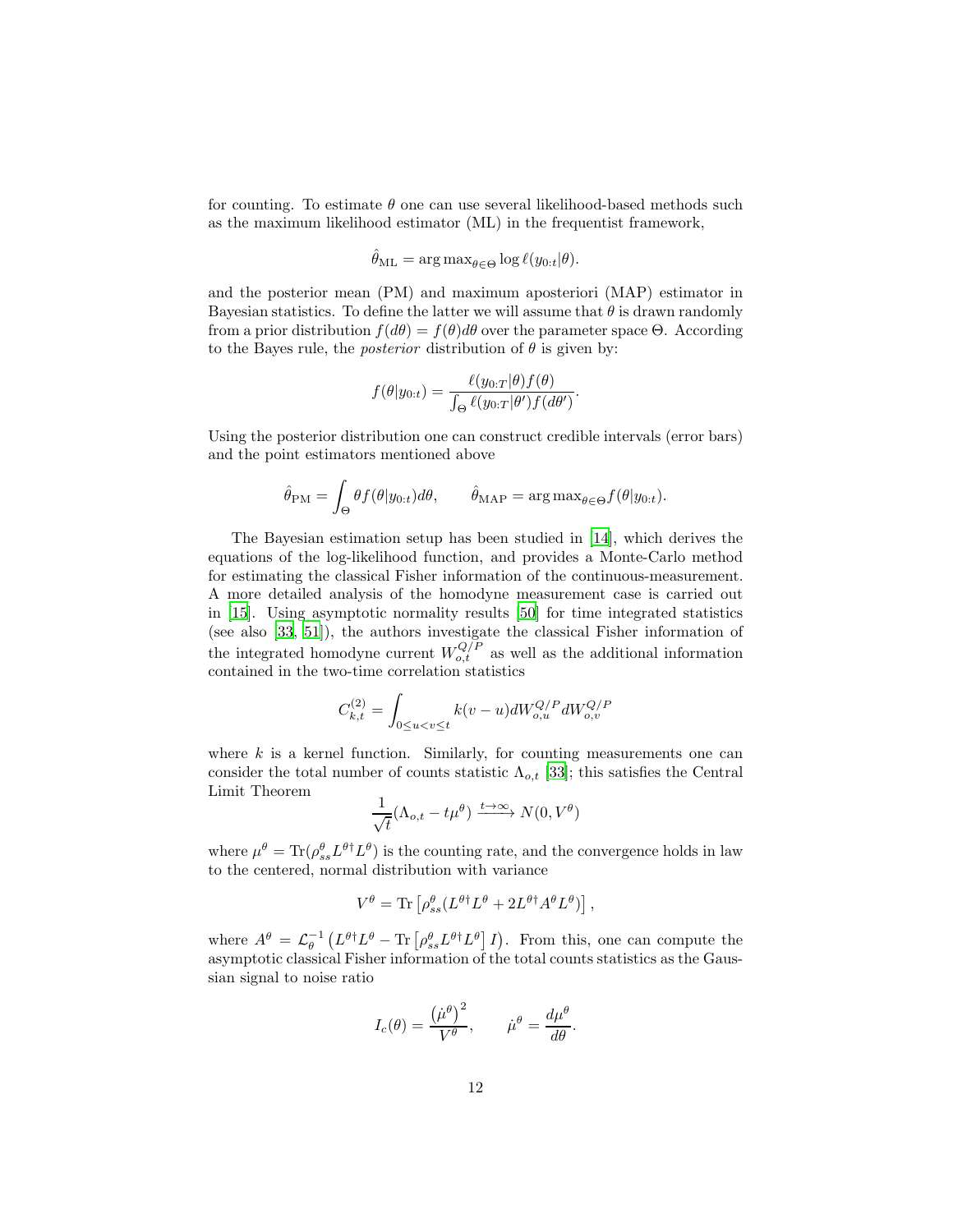for counting. To estimate $\theta$ one can use several likelihood-based methods such as the maximum likelihood estimator (ML) in the frequentist framework,

$$\hat{\theta}_{\rm ML} = \arg\max_{\theta\in\Theta} \log \ell(y_{0:t}|\theta).$$

and the posterior mean (PM) and maximum aposteriori (MAP) estimator in Bayesian statistics. To define the latter we will assume that $\theta$ is drawn randomly from a prior distribution $f(d\theta) = f(\theta)d\theta$ over the parameter space $\Theta$. According to the Bayes rule, the *posterior* distribution of $\theta$ is given by:

$$f(\theta|y_{0:t}) = \frac{\ell(y_{0:T}|\theta)f(\theta)}{\int_\Theta \ell(y_{0:T}|\theta')f(d\theta')}.$$

Using the posterior distribution one can construct credible intervals (error bars) and the point estimators mentioned above

$$\hat{\theta}_{\rm PM} = \int_\Theta \theta f(\theta|y_{0:t})d\theta, \qquad \hat{\theta}_{\rm MAP} = \arg\max_{\theta\in\Theta} f(\theta|y_{0:t}).$$

The Bayesian estimation setup has been studied in [14], which derives the equations of the log-likelihood function, and provides a Monte-Carlo method for estimating the classical Fisher information of the continuous-measurement. A more detailed analysis of the homodyne measurement case is carried out in [15]. Using asymptotic normality results [50] for time integrated statistics (see also [33, 51]), the authors investigate the classical Fisher information of the integrated homodyne current $W^{Q/P}_{o,t}$ as well as the additional information contained in the two-time correlation statistics

$$C^{(2)}_{k,t} = \int_{0\leq u<v\leq t} k(v-u)dW^{Q/P}_{o,u}dW^{Q/P}_{o,v}$$

where $k$ is a kernel function. Similarly, for counting measurements one can consider the total number of counts statistic $\Lambda_{o,t}$ [33]; this satisfies the Central Limit Theorem

$$\frac{1}{\sqrt{t}}(\Lambda_{o,t} - t\mu^\theta) \xrightarrow{t\to\infty} N(0, V^\theta)$$

where $\mu^\theta = {\rm Tr}(\rho^\theta_{ss} L^{\theta\dagger} L^\theta)$ is the counting rate, and the convergence holds in law to the centered, normal distribution with variance

$$V^\theta = {\rm Tr}\left[\rho^\theta_{ss}(L^{\theta\dagger}L^\theta + 2L^{\theta\dagger}A^\theta L^\theta)\right],$$

where $A^\theta = \mathcal{L}^{-1}_\theta\left(L^{\theta\dagger}L^\theta - {\rm Tr}\left[\rho^\theta_{ss}L^{\theta\dagger}L^\theta\right]I\right)$. From this, one can compute the asymptotic classical Fisher information of the total counts statistics as the Gaussian signal to noise ratio

$$I_c(\theta) = \frac{\left(\dot{\mu}^\theta\right)^2}{V^\theta}, \qquad \dot{\mu}^\theta = \frac{d\mu^\theta}{d\theta}.$$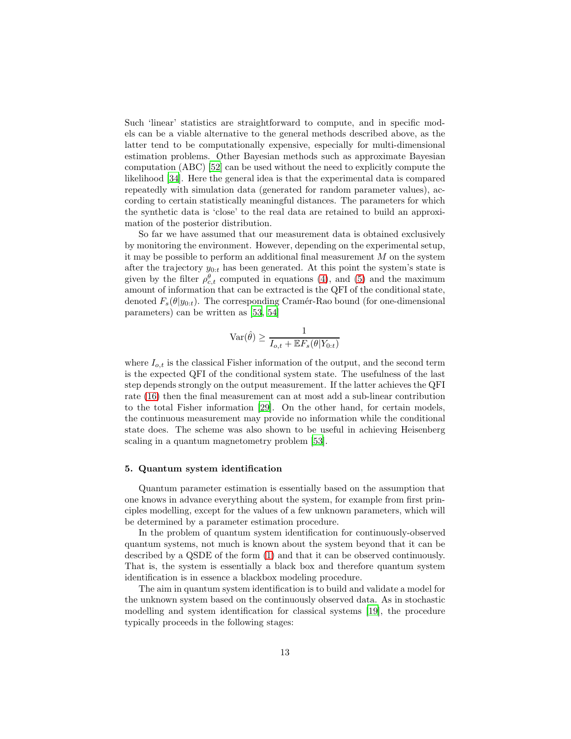Such 'linear' statistics are straightforward to compute, and in specific models can be a viable alternative to the general methods described above, as the latter tend to be computationally expensive, especially for multi-dimensional estimation problems. Other Bayesian methods such as approximate Bayesian computation (ABC) [52] can be used without the need to explicitly compute the likelihood [34]. Here the general idea is that the experimental data is compared repeatedly with simulation data (generated for random parameter values), according to certain statistically meaningful distances. The parameters for which the synthetic data is 'close' to the real data are retained to build an approximation of the posterior distribution.

So far we have assumed that our measurement data is obtained exclusively by monitoring the environment. However, depending on the experimental setup, it may be possible to perform an additional final measurement $M$ on the system after the trajectory $y_{0:t}$ has been generated. At this point the system's state is given by the filter $\rho^{\theta}_{c,t}$ computed in equations (4), and (5) and the maximum amount of information that can be extracted is the QFI of the conditional state, denoted $F_s(\theta|y_{0:t})$. The corresponding Cramér-Rao bound (for one-dimensional parameters) can be written as [53, 54]

$$\mathrm{Var}(\hat{\theta}) \geq \frac{1}{I_{o,t} + \mathbb{E}F_s(\theta|Y_{0:t})}$$

where $I_{o,t}$ is the classical Fisher information of the output, and the second term is the expected QFI of the conditional system state. The usefulness of the last step depends strongly on the output measurement. If the latter achieves the QFI rate (16) then the final measurement can at most add a sub-linear contribution to the total Fisher information [29]. On the other hand, for certain models, the continuous measurement may provide no information while the conditional state does. The scheme was also shown to be useful in achieving Heisenberg scaling in a quantum magnetometry problem [53].

## 5. Quantum system identification

Quantum parameter estimation is essentially based on the assumption that one knows in advance everything about the system, for example from first principles modelling, except for the values of a few unknown parameters, which will be determined by a parameter estimation procedure.

In the problem of quantum system identification for continuously-observed quantum systems, not much is known about the system beyond that it can be described by a QSDE of the form (1) and that it can be observed continuously. That is, the system is essentially a black box and therefore quantum system identification is in essence a blackbox modeling procedure.

The aim in quantum system identification is to build and validate a model for the unknown system based on the continuously observed data. As in stochastic modelling and system identification for classical systems [19], the procedure typically proceeds in the following stages: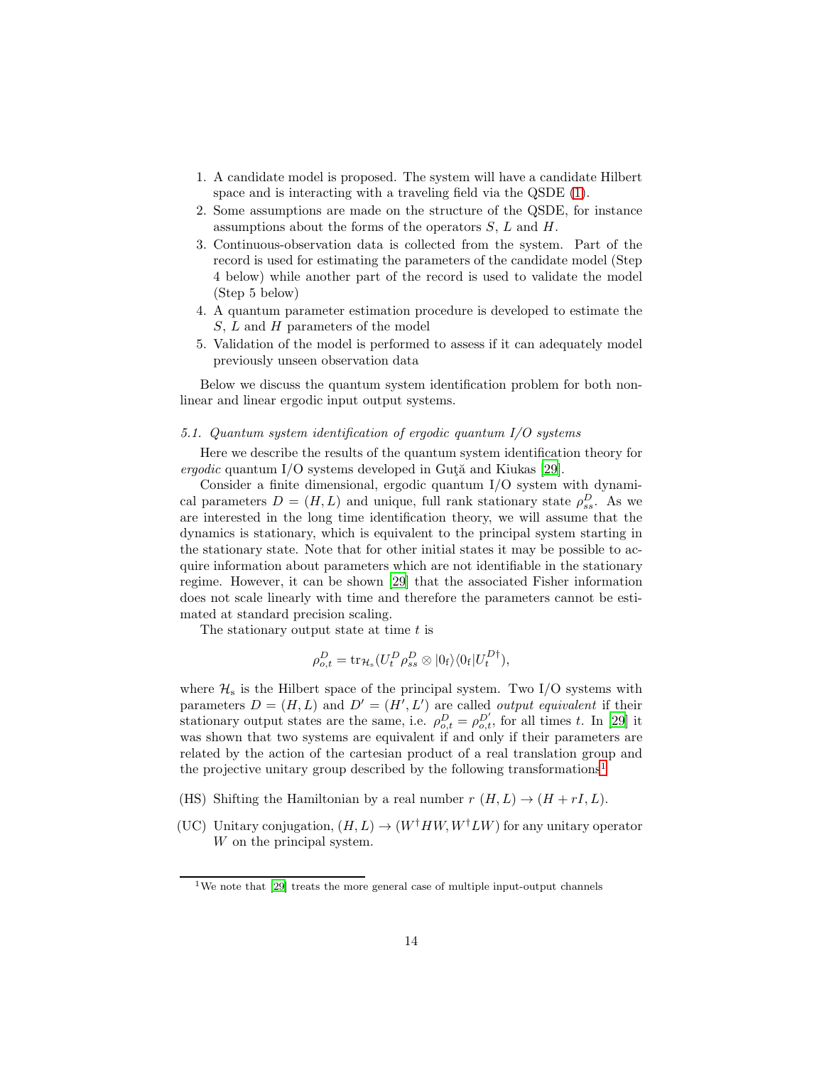1. A candidate model is proposed. The system will have a candidate Hilbert space and is interacting with a traveling field via the QSDE (1).
2. Some assumptions are made on the structure of the QSDE, for instance assumptions about the forms of the operators $S$, $L$ and $H$.
3. Continuous-observation data is collected from the system. Part of the record is used for estimating the parameters of the candidate model (Step 4 below) while another part of the record is used to validate the model (Step 5 below)
4. A quantum parameter estimation procedure is developed to estimate the $S$, $L$ and $H$ parameters of the model
5. Validation of the model is performed to assess if it can adequately model previously unseen observation data

Below we discuss the quantum system identification problem for both nonlinear and linear ergodic input output systems.

### 5.1. Quantum system identification of ergodic quantum I/O systems

Here we describe the results of the quantum system identification theory for *ergodic* quantum I/O systems developed in Guţă and Kiukas [29].

Consider a finite dimensional, ergodic quantum I/O system with dynamical parameters $D = (H, L)$ and unique, full rank stationary state $\rho^D_{ss}$. As we are interested in the long time identification theory, we will assume that the dynamics is stationary, which is equivalent to the principal system starting in the stationary state. Note that for other initial states it may be possible to acquire information about parameters which are not identifiable in the stationary regime. However, it can be shown [29] that the associated Fisher information does not scale linearly with time and therefore the parameters cannot be estimated at standard precision scaling.

The stationary output state at time $t$ is

$$\rho^D_{o,t} = \mathrm{tr}_{\mathcal{H}_s}(U^D_t \rho^D_{ss} \otimes |0_{\mathrm{f}}\rangle\langle 0_{\mathrm{f}}| U^{D\dagger}_t),$$

where $\mathcal{H}_{\mathrm{s}}$ is the Hilbert space of the principal system. Two I/O systems with parameters $D = (H, L)$ and $D' = (H', L')$ are called *output equivalent* if their stationary output states are the same, i.e. $\rho^D_{o,t} = \rho^{D'}_{o,t}$, for all times $t$. In [29] it was shown that two systems are equivalent if and only if their parameters are related by the action of the cartesian product of a real translation group and the projective unitary group described by the following transformations[1]

- (HS) Shifting the Hamiltonian by a real number $r$ $(H, L) \to (H + rI, L)$.
- (UC) Unitary conjugation, $(H, L) \to (W^\dagger H W, W^\dagger L W)$ for any unitary operator $W$ on the principal system.

[1] We note that [29] treats the more general case of multiple input-output channels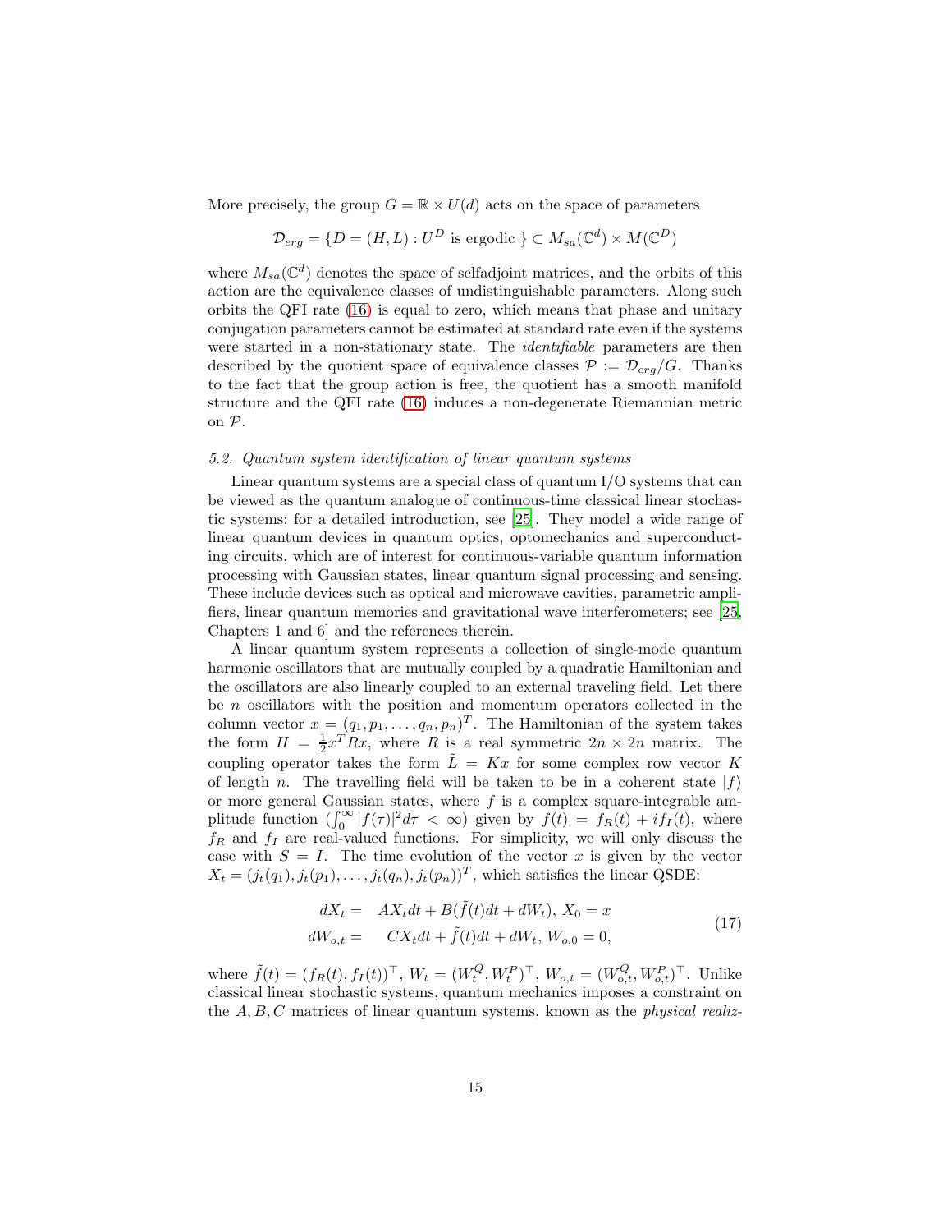More precisely, the group $G = \mathbb{R} \times U(d)$ acts on the space of parameters

$$\mathcal{D}_{erg} = \{D = (H, L) : U^D \text{ is ergodic } \} \subset M_{sa}(\mathbb{C}^d) \times M(\mathbb{C}^D)$$

where $M_{sa}(\mathbb{C}^d)$ denotes the space of selfadjoint matrices, and the orbits of this action are the equivalence classes of undistinguishable parameters. Along such orbits the QFI rate (16) is equal to zero, which means that phase and unitary conjugation parameters cannot be estimated at standard rate even if the systems were started in a non-stationary state. The *identifiable* parameters are then described by the quotient space of equivalence classes $\mathcal{P} := \mathcal{D}_{erg}/G$. Thanks to the fact that the group action is free, the quotient has a smooth manifold structure and the QFI rate (16) induces a non-degenerate Riemannian metric on $\mathcal{P}$.

### 5.2. Quantum system identification of linear quantum systems

Linear quantum systems are a special class of quantum I/O systems that can be viewed as the quantum analogue of continuous-time classical linear stochastic systems; for a detailed introduction, see [25]. They model a wide range of linear quantum devices in quantum optics, optomechanics and superconducting circuits, which are of interest for continuous-variable quantum information processing with Gaussian states, linear quantum signal processing and sensing. These include devices such as optical and microwave cavities, parametric amplifiers, linear quantum memories and gravitational wave interferometers; see [25, Chapters 1 and 6] and the references therein.

A linear quantum system represents a collection of single-mode quantum harmonic oscillators that are mutually coupled by a quadratic Hamiltonian and the oscillators are also linearly coupled to an external traveling field. Let there be $n$ oscillators with the position and momentum operators collected in the column vector $x = (q_1, p_1, \ldots, q_n, p_n)^T$. The Hamiltonian of the system takes the form $H = \frac{1}{2}x^T Rx$, where $R$ is a real symmetric $2n \times 2n$ matrix. The coupling operator takes the form $\tilde{L} = Kx$ for some complex row vector $K$ of length $n$. The travelling field will be taken to be in a coherent state $|f\rangle$ or more general Gaussian states, where $f$ is a complex square-integrable amplitude function ($\int_0^\infty |f(\tau)|^2 d\tau < \infty$) given by $f(t) = f_R(t) + if_I(t)$, where $f_R$ and $f_I$ are real-valued functions. For simplicity, we will only discuss the case with $S = I$. The time evolution of the vector $x$ is given by the vector $X_t = (j_t(q_1), j_t(p_1), \ldots, j_t(q_n), j_t(p_n))^T$, which satisfies the linear QSDE:

$$\begin{aligned} dX_t = &\quad AX_t dt + B(\tilde{f}(t)dt + dW_t),\ X_0 = x \\ dW_{o,t} = &\quad CX_t dt + \tilde{f}(t)dt + dW_t,\ W_{o,0} = 0, \end{aligned} \tag{17}$$

where $\tilde{f}(t) = (f_R(t), f_I(t))^\top$, $W_t = (W_t^Q, W_t^P)^\top$, $W_{o,t} = (W_{o,t}^Q, W_{o,t}^P)^\top$. Unlike classical linear stochastic systems, quantum mechanics imposes a constraint on the $A, B, C$ matrices of linear quantum systems, known as the *physical realiz-*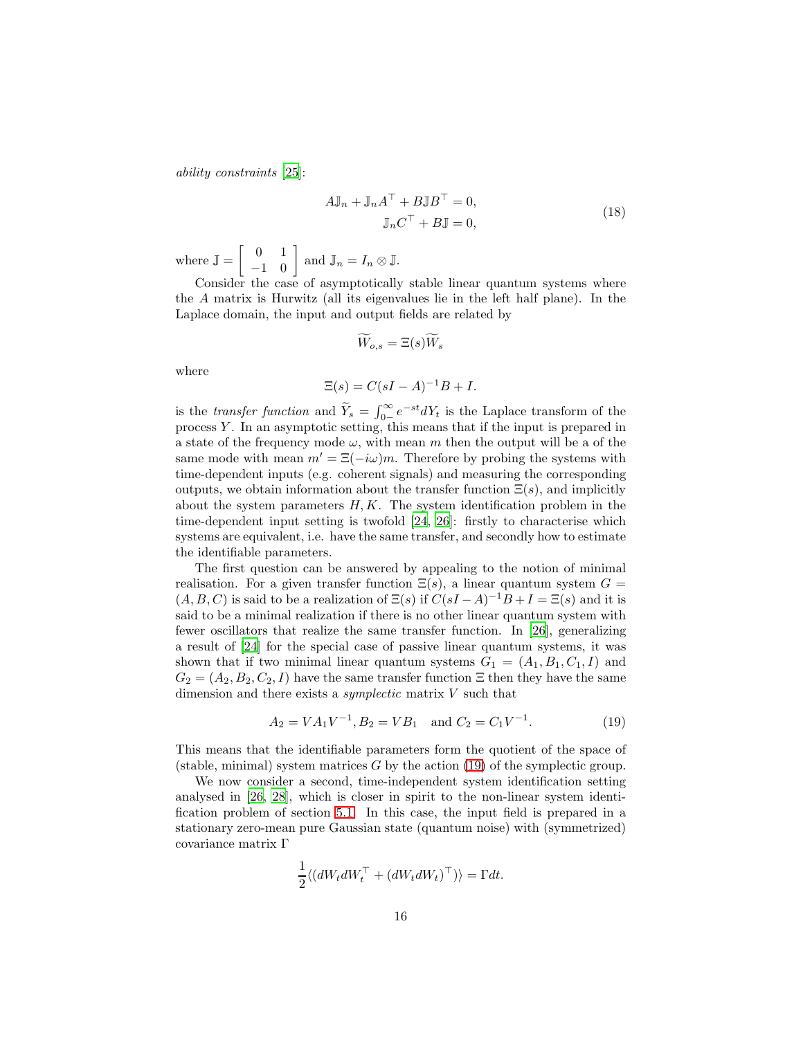*ability constraints* [25]:

$$
\begin{aligned}
A\mathbb{J}_n + \mathbb{J}_n A^\top + B\mathbb{J}B^\top = 0, \\
\mathbb{J}_n C^\top + B\mathbb{J} = 0,
\end{aligned}
\tag{18}
$$

where $\mathbb{J} = \begin{bmatrix} 0 & 1 \\ -1 & 0 \end{bmatrix}$ and $\mathbb{J}_n = I_n \otimes \mathbb{J}$.

Consider the case of asymptotically stable linear quantum systems where the $A$ matrix is Hurwitz (all its eigenvalues lie in the left half plane). In the Laplace domain, the input and output fields are related by

$$
\widetilde{W}_{o,s} = \Xi(s)\widetilde{W}_s
$$

where

$$
\Xi(s) = C(sI - A)^{-1}B + I.
$$

is the *transfer function* and $\widetilde{Y}_s = \int_{0-}^{\infty} e^{-st} dY_t$ is the Laplace transform of the process $Y$. In an asymptotic setting, this means that if the input is prepared in a state of the frequency mode $\omega$, with mean $m$ then the output will be a of the same mode with mean $m' = \Xi(-i\omega)m$. Therefore by probing the systems with time-dependent inputs (e.g. coherent signals) and measuring the corresponding outputs, we obtain information about the transfer function $\Xi(s)$, and implicitly about the system parameters $H, K$. The system identification problem in the time-dependent input setting is twofold [24, 26]: firstly to characterise which systems are equivalent, i.e. have the same transfer, and secondly how to estimate the identifiable parameters.

The first question can be answered by appealing to the notion of minimal realisation. For a given transfer function $\Xi(s)$, a linear quantum system $G = (A, B, C)$ is said to be a realization of $\Xi(s)$ if $C(sI - A)^{-1}B + I = \Xi(s)$ and it is said to be a minimal realization if there is no other linear quantum system with fewer oscillators that realize the same transfer function. In [26], generalizing a result of [24] for the special case of passive linear quantum systems, it was shown that if two minimal linear quantum systems $G_1 = (A_1, B_1, C_1, I)$ and $G_2 = (A_2, B_2, C_2, I)$ have the same transfer function $\Xi$ then they have the same dimension and there exists a *symplectic* matrix $V$ such that

$$
A_2 = VA_1V^{-1}, B_2 = VB_1 \quad \text{and } C_2 = C_1V^{-1}. \tag{19}
$$

This means that the identifiable parameters form the quotient of the space of (stable, minimal) system matrices $G$ by the action (19) of the symplectic group.

We now consider a second, time-independent system identification setting analysed in [26, 28], which is closer in spirit to the non-linear system identification problem of section 5.1. In this case, the input field is prepared in a stationary zero-mean pure Gaussian state (quantum noise) with (symmetrized) covariance matrix $\Gamma$

$$
\frac{1}{2}\langle (dW_t dW_t^\top + (dW_t dW_t)^\top) \rangle = \Gamma dt.
$$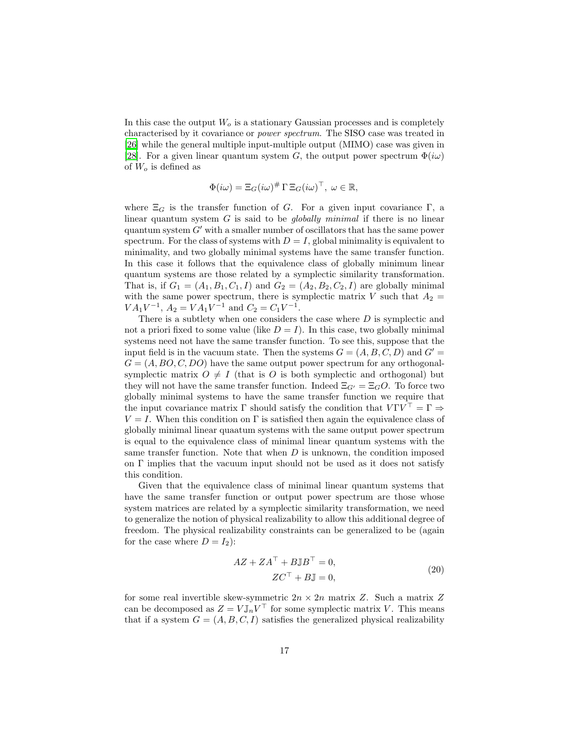In this case the output $W_o$ is a stationary Gaussian processes and is completely characterised by it covariance or *power spectrum*. The SISO case was treated in [26] while the general multiple input-multiple output (MIMO) case was given in [28]. For a given linear quantum system $G$, the output power spectrum $\Phi(i\omega)$ of $W_o$ is defined as

$$\Phi(i\omega) = \Xi_G(i\omega)^{\#}\, \Gamma\, \Xi_G(i\omega)^{\top},\ \omega \in \mathbb{R},$$

where $\Xi_G$ is the transfer function of $G$. For a given input covariance $\Gamma$, a linear quantum system $G$ is said to be *globally minimal* if there is no linear quantum system $G'$ with a smaller number of oscillators that has the same power spectrum. For the class of systems with $D = I$, global minimality is equivalent to minimality, and two globally minimal systems have the same transfer function. In this case it follows that the equivalence class of globally minimum linear quantum systems are those related by a symplectic similarity transformation. That is, if $G_1 = (A_1, B_1, C_1, I)$ and $G_2 = (A_2, B_2, C_2, I)$ are globally minimal with the same power spectrum, there is symplectic matrix $V$ such that $A_2 = VA_1V^{-1}$, $A_2 = VA_1V^{-1}$ and $C_2 = C_1V^{-1}$.

There is a subtlety when one considers the case where $D$ is symplectic and not a priori fixed to some value (like $D = I$). In this case, two globally minimal systems need not have the same transfer function. To see this, suppose that the input field is in the vacuum state. Then the systems $G = (A, B, C, D)$ and $G' = G = (A, BO, C, DO)$ have the same output power spectrum for any orthogonal-symplectic matrix $O \neq I$ (that is $O$ is both symplectic and orthogonal) but they will not have the same transfer function. Indeed $\Xi_{G'} = \Xi_G O$. To force two globally minimal systems to have the same transfer function we require that the input covariance matrix $\Gamma$ should satisfy the condition that $V\Gamma V^{\top} = \Gamma \Rightarrow V = I$. When this condition on $\Gamma$ is satisfied then again the equivalence class of globally minimal linear quaatum systems with the same output power spectrum is equal to the equivalence class of minimal linear quantum systems with the same transfer function. Note that when $D$ is unknown, the condition imposed on $\Gamma$ implies that the vacuum input should not be used as it does not satisfy this condition.

Given that the equivalence class of minimal linear quantum systems that have the same transfer function or output power spectrum are those whose system matrices are related by a symplectic similarity transformation, we need to generalize the notion of physical realizability to allow this additional degree of freedom. The physical realizability constraints can be generalized to be (again for the case where $D = I_2$):

$$\begin{aligned} AZ + ZA^{\top} + B\mathbb{J}B^{\top} &= 0, \\ ZC^{\top} + B\mathbb{J} &= 0, \end{aligned} \tag{20}$$

for some real invertible skew-symmetric $2n \times 2n$ matrix $Z$. Such a matrix $Z$ can be decomposed as $Z = V\mathbb{J}_nV^{\top}$ for some symplectic matrix $V$. This means that if a system $G = (A, B, C, I)$ satisfies the generalized physical realizability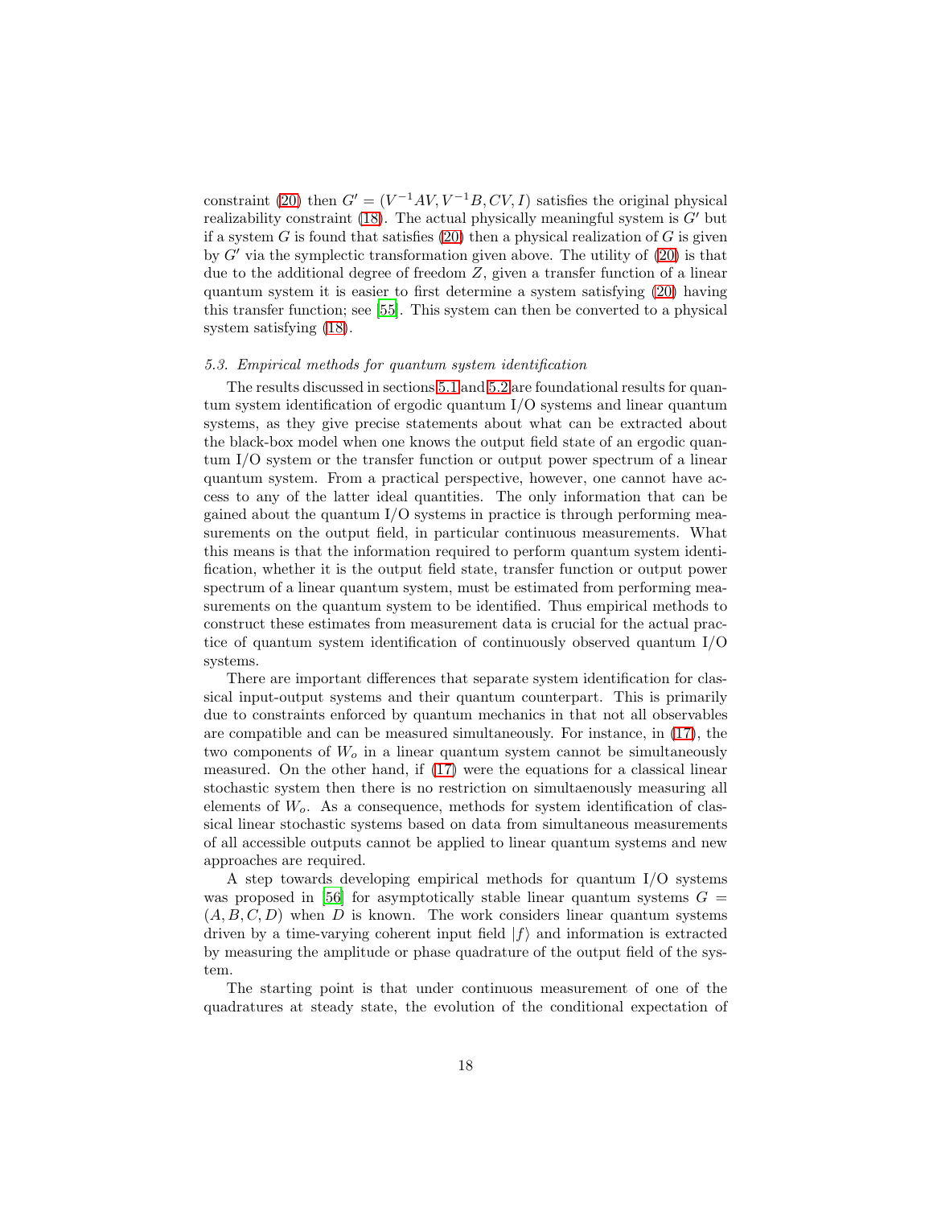constraint (20) then $G' = (V^{-1}AV, V^{-1}B, CV, I)$ satisfies the original physical realizability constraint (18). The actual physically meaningful system is $G'$ but if a system $G$ is found that satisfies (20) then a physical realization of $G$ is given by $G'$ via the symplectic transformation given above. The utility of (20) is that due to the additional degree of freedom $Z$, given a transfer function of a linear quantum system it is easier to first determine a system satisfying (20) having this transfer function; see [55]. This system can then be converted to a physical system satisfying (18).

### *5.3. Empirical methods for quantum system identification*

The results discussed in sections 5.1 and 5.2 are foundational results for quantum system identification of ergodic quantum I/O systems and linear quantum systems, as they give precise statements about what can be extracted about the black-box model when one knows the output field state of an ergodic quantum I/O system or the transfer function or output power spectrum of a linear quantum system. From a practical perspective, however, one cannot have access to any of the latter ideal quantities. The only information that can be gained about the quantum I/O systems in practice is through performing measurements on the output field, in particular continuous measurements. What this means is that the information required to perform quantum system identification, whether it is the output field state, transfer function or output power spectrum of a linear quantum system, must be estimated from performing measurements on the quantum system to be identified. Thus empirical methods to construct these estimates from measurement data is crucial for the actual practice of quantum system identification of continuously observed quantum I/O systems.

There are important differences that separate system identification for classical input-output systems and their quantum counterpart. This is primarily due to constraints enforced by quantum mechanics in that not all observables are compatible and can be measured simultaneously. For instance, in (17), the two components of $W_o$ in a linear quantum system cannot be simultaneously measured. On the other hand, if (17) were the equations for a classical linear stochastic system then there is no restriction on simultaenously measuring all elements of $W_o$. As a consequence, methods for system identification of classical linear stochastic systems based on data from simultaneous measurements of all accessible outputs cannot be applied to linear quantum systems and new approaches are required.

A step towards developing empirical methods for quantum I/O systems was proposed in [56] for asymptotically stable linear quantum systems $G = (A, B, C, D)$ when $D$ is known. The work considers linear quantum systems driven by a time-varying coherent input field $|f\rangle$ and information is extracted by measuring the amplitude or phase quadrature of the output field of the system.

The starting point is that under continuous measurement of one of the quadratures at steady state, the evolution of the conditional expectation of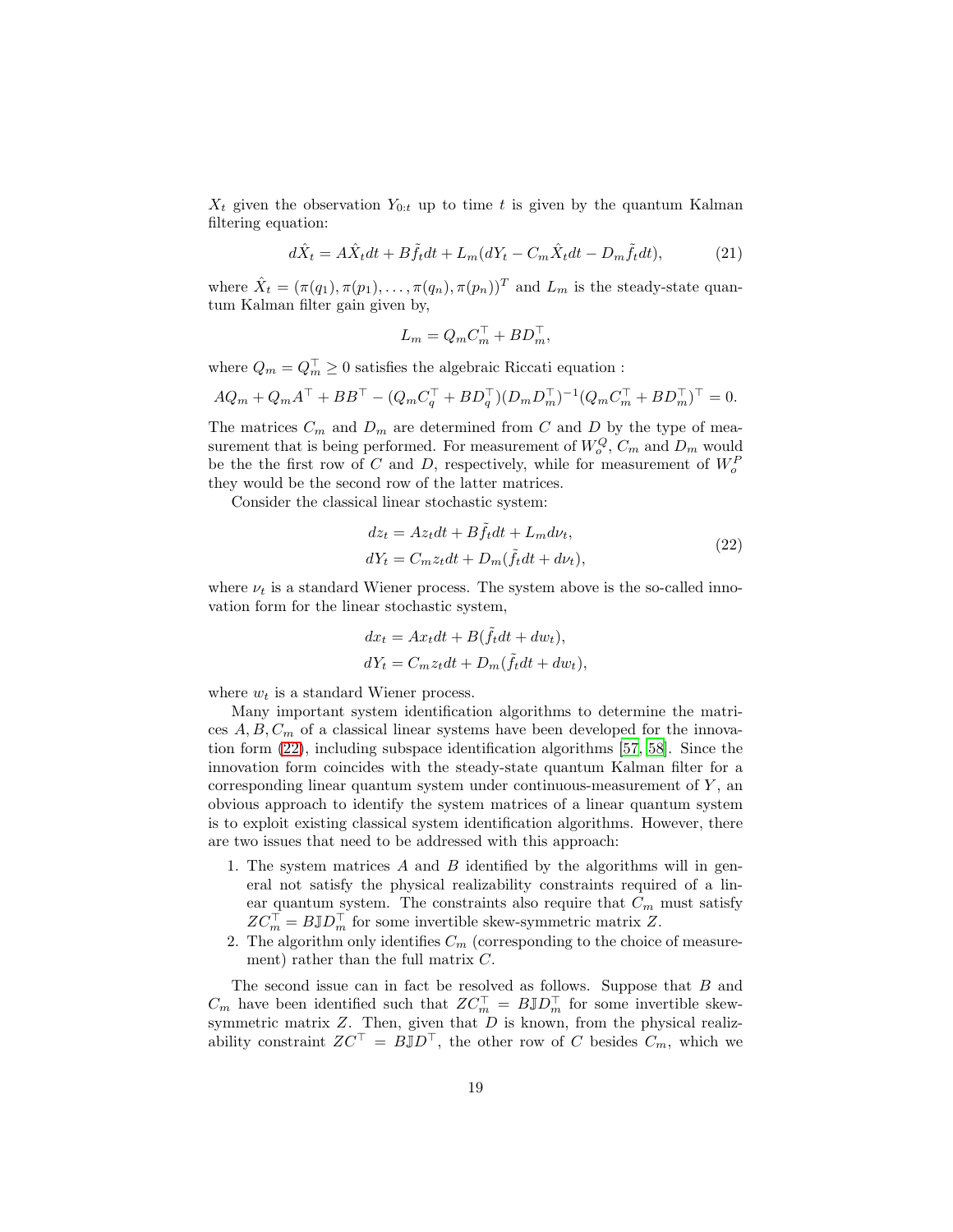$X_t$ given the observation $Y_{0:t}$ up to time $t$ is given by the quantum Kalman filtering equation:

$$d\hat{X}_t = A\hat{X}_t dt + B\tilde{f}_t dt + L_m(dY_t - C_m\hat{X}_t dt - D_m\tilde{f}_t dt), \tag{21}$$

where $\hat{X}_t = (\pi(q_1), \pi(p_1), \ldots, \pi(q_n), \pi(p_n))^T$ and $L_m$ is the steady-state quantum Kalman filter gain given by,

$$L_m = Q_m C_m^\top + BD_m^\top,$$

where $Q_m = Q_m^\top \geq 0$ satisfies the algebraic Riccati equation :

$$AQ_m + Q_m A^\top + BB^\top - (Q_m C_q^\top + BD_q^\top)(D_m D_m^\top)^{-1}(Q_m C_m^\top + BD_m^\top)^\top = 0.$$

The matrices $C_m$ and $D_m$ are determined from $C$ and $D$ by the type of measurement that is being performed. For measurement of $W_o^Q$, $C_m$ and $D_m$ would be the the first row of $C$ and $D$, respectively, while for measurement of $W_o^P$ they would be the second row of the latter matrices.

Consider the classical linear stochastic system:

$$\begin{aligned} dz_t &= Az_t dt + B\tilde{f}_t dt + L_m d\nu_t, \\ dY_t &= C_m z_t dt + D_m(\tilde{f}_t dt + d\nu_t), \end{aligned} \tag{22}$$

where $\nu_t$ is a standard Wiener process. The system above is the so-called innovation form for the linear stochastic system,

$$\begin{aligned} dx_t &= Ax_t dt + B(\tilde{f}_t dt + dw_t), \\ dY_t &= C_m z_t dt + D_m(\tilde{f}_t dt + dw_t), \end{aligned}$$

where $w_t$ is a standard Wiener process.

Many important system identification algorithms to determine the matrices $A, B, C_m$ of a classical linear systems have been developed for the innovation form (22), including subspace identification algorithms [57, 58]. Since the innovation form coincides with the steady-state quantum Kalman filter for a corresponding linear quantum system under continuous-measurement of $Y$, an obvious approach to identify the system matrices of a linear quantum system is to exploit existing classical system identification algorithms. However, there are two issues that need to be addressed with this approach:

1. The system matrices $A$ and $B$ identified by the algorithms will in general not satisfy the physical realizability constraints required of a linear quantum system. The constraints also require that $C_m$ must satisfy $ZC_m^\top = B\mathbb{J}D_m^\top$ for some invertible skew-symmetric matrix $Z$.
2. The algorithm only identifies $C_m$ (corresponding to the choice of measurement) rather than the full matrix $C$.

The second issue can in fact be resolved as follows. Suppose that $B$ and $C_m$ have been identified such that $ZC_m^\top = B\mathbb{J}D_m^\top$ for some invertible skew-symmetric matrix $Z$. Then, given that $D$ is known, from the physical realizability constraint $ZC^\top = B\mathbb{J}D^\top$, the other row of $C$ besides $C_m$, which we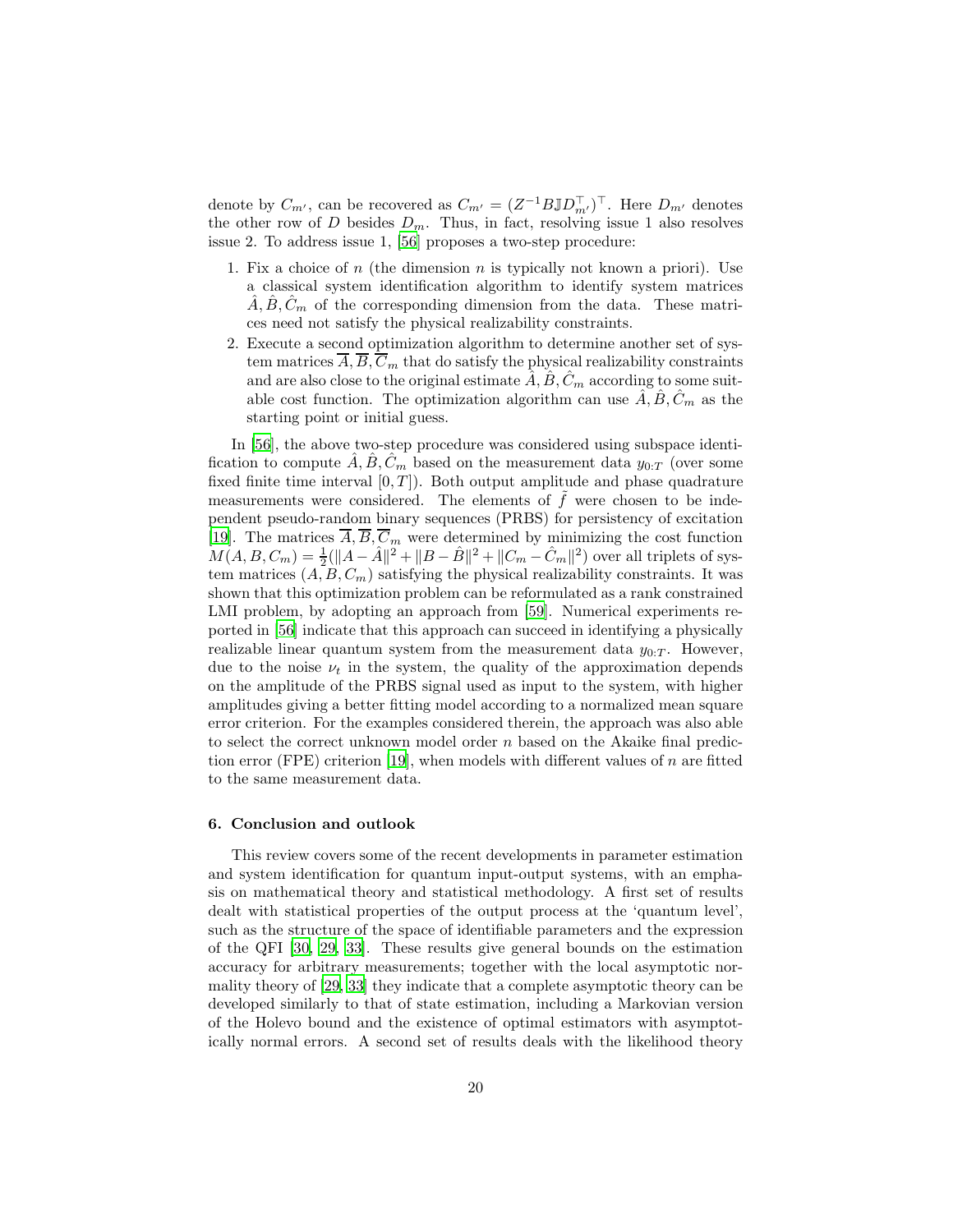denote by $C_{m'}$, can be recovered as $C_{m'} = (Z^{-1}B\mathbb{J}D_{m'}^{\top})^{\top}$. Here $D_{m'}$ denotes the other row of $D$ besides $D_m$. Thus, in fact, resolving issue 1 also resolves issue 2. To address issue 1, [56] proposes a two-step procedure:

1. Fix a choice of $n$ (the dimension $n$ is typically not known a priori). Use a classical system identification algorithm to identify system matrices $\hat{A}, \hat{B}, \hat{C}_m$ of the corresponding dimension from the data. These matrices need not satisfy the physical realizability constraints.
2. Execute a second optimization algorithm to determine another set of system matrices $\overline{A}, \overline{B}, \overline{C}_m$ that do satisfy the physical realizability constraints and are also close to the original estimate $\hat{A}, \hat{B}, \hat{C}_m$ according to some suitable cost function. The optimization algorithm can use $\hat{A}, \hat{B}, \hat{C}_m$ as the starting point or initial guess.

In [56], the above two-step procedure was considered using subspace identification to compute $\hat{A}, \hat{B}, \hat{C}_m$ based on the measurement data $y_{0:T}$ (over some fixed finite time interval $[0, T]$). Both output amplitude and phase quadrature measurements were considered. The elements of $\tilde{f}$ were chosen to be independent pseudo-random binary sequences (PRBS) for persistency of excitation [19]. The matrices $\overline{A}, \overline{B}, \overline{C}_m$ were determined by minimizing the cost function $M(A, B, C_m) = \frac{1}{2}(\|A - \hat{A}\|^2 + \|B - \hat{B}\|^2 + \|C_m - \hat{C}_m\|^2)$ over all triplets of system matrices $(A, B, C_m)$ satisfying the physical realizability constraints. It was shown that this optimization problem can be reformulated as a rank constrained LMI problem, by adopting an approach from [59]. Numerical experiments reported in [56] indicate that this approach can succeed in identifying a physically realizable linear quantum system from the measurement data $y_{0:T}$. However, due to the noise $\nu_t$ in the system, the quality of the approximation depends on the amplitude of the PRBS signal used as input to the system, with higher amplitudes giving a better fitting model according to a normalized mean square error criterion. For the examples considered therein, the approach was also able to select the correct unknown model order $n$ based on the Akaike final prediction error (FPE) criterion [19], when models with different values of $n$ are fitted to the same measurement data.

## 6. Conclusion and outlook

This review covers some of the recent developments in parameter estimation and system identification for quantum input-output systems, with an emphasis on mathematical theory and statistical methodology. A first set of results dealt with statistical properties of the output process at the 'quantum level', such as the structure of the space of identifiable parameters and the expression of the QFI [30, 29, 33]. These results give general bounds on the estimation accuracy for arbitrary measurements; together with the local asymptotic normality theory of [29, 33] they indicate that a complete asymptotic theory can be developed similarly to that of state estimation, including a Markovian version of the Holevo bound and the existence of optimal estimators with asymptotically normal errors. A second set of results deals with the likelihood theory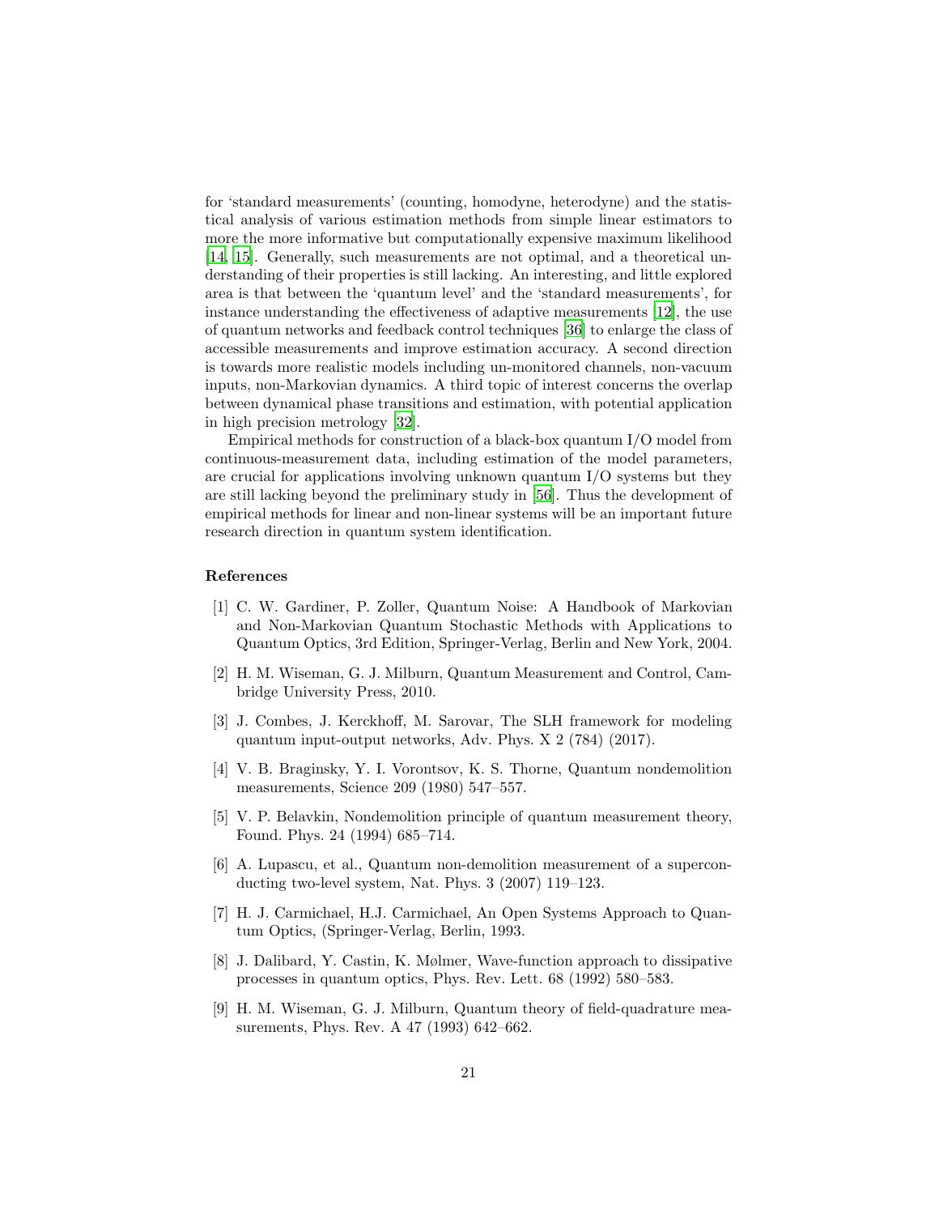for 'standard measurements' (counting, homodyne, heterodyne) and the statistical analysis of various estimation methods from simple linear estimators to more the more informative but computationally expensive maximum likelihood [14, 15]. Generally, such measurements are not optimal, and a theoretical understanding of their properties is still lacking. An interesting, and little explored area is that between the 'quantum level' and the 'standard measurements', for instance understanding the effectiveness of adaptive measurements [12], the use of quantum networks and feedback control techniques [36] to enlarge the class of accessible measurements and improve estimation accuracy. A second direction is towards more realistic models including un-monitored channels, non-vacuum inputs, non-Markovian dynamics. A third topic of interest concerns the overlap between dynamical phase transitions and estimation, with potential application in high precision metrology [32].

Empirical methods for construction of a black-box quantum I/O model from continuous-measurement data, including estimation of the model parameters, are crucial for applications involving unknown quantum I/O systems but they are still lacking beyond the preliminary study in [56]. Thus the development of empirical methods for linear and non-linear systems will be an important future research direction in quantum system identification.

## References

[1] C. W. Gardiner, P. Zoller, Quantum Noise: A Handbook of Markovian and Non-Markovian Quantum Stochastic Methods with Applications to Quantum Optics, 3rd Edition, Springer-Verlag, Berlin and New York, 2004.

[2] H. M. Wiseman, G. J. Milburn, Quantum Measurement and Control, Cambridge University Press, 2010.

[3] J. Combes, J. Kerckhoff, M. Sarovar, The SLH framework for modeling quantum input-output networks, Adv. Phys. X 2 (784) (2017).

[4] V. B. Braginsky, Y. I. Vorontsov, K. S. Thorne, Quantum nondemolition measurements, Science 209 (1980) 547–557.

[5] V. P. Belavkin, Nondemolition principle of quantum measurement theory, Found. Phys. 24 (1994) 685–714.

[6] A. Lupascu, et al., Quantum non-demolition measurement of a superconducting two-level system, Nat. Phys. 3 (2007) 119–123.

[7] H. J. Carmichael, H.J. Carmichael, An Open Systems Approach to Quantum Optics, (Springer-Verlag, Berlin, 1993.

[8] J. Dalibard, Y. Castin, K. Mølmer, Wave-function approach to dissipative processes in quantum optics, Phys. Rev. Lett. 68 (1992) 580–583.

[9] H. M. Wiseman, G. J. Milburn, Quantum theory of field-quadrature measurements, Phys. Rev. A 47 (1993) 642–662.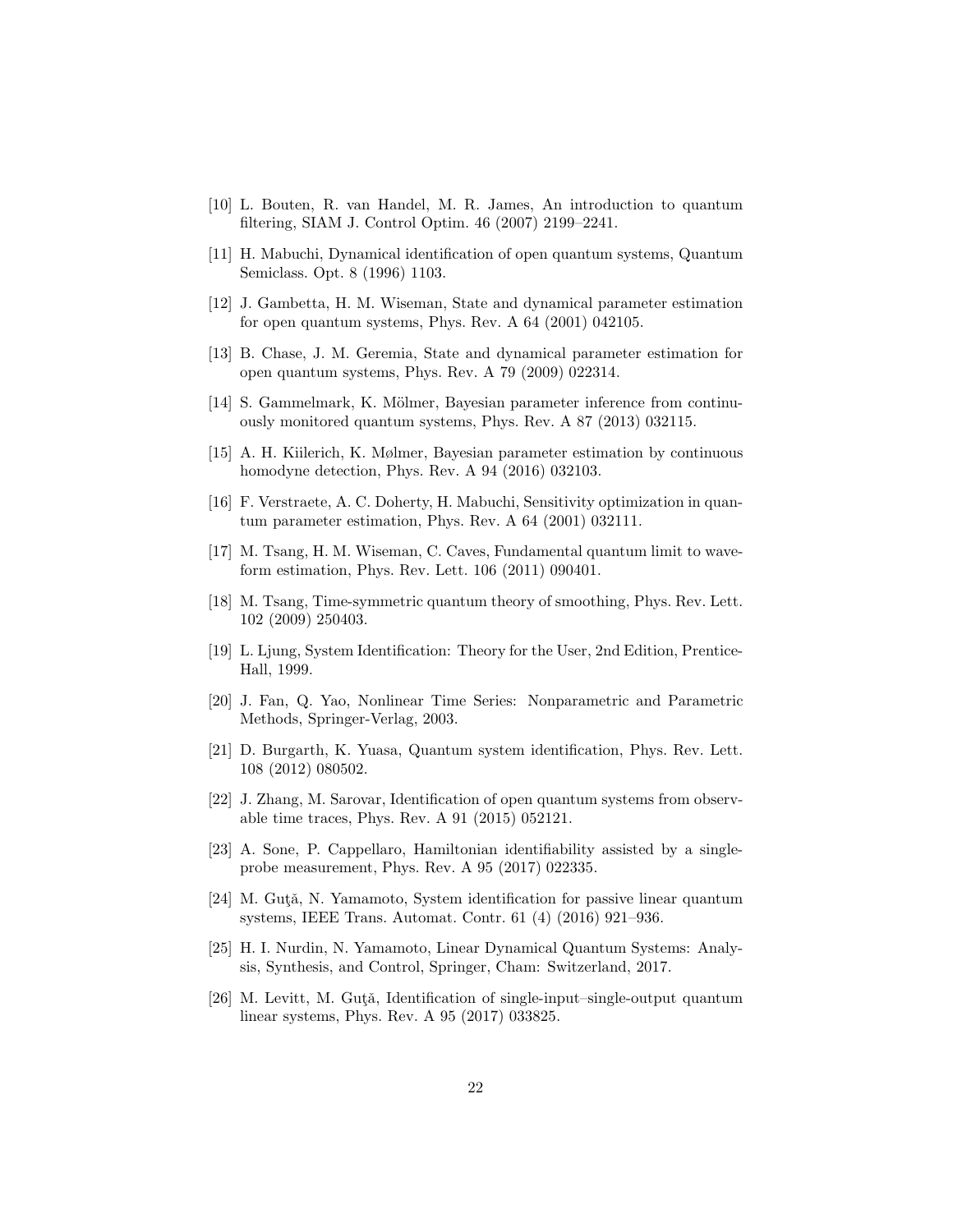[10] L. Bouten, R. van Handel, M. R. James, An introduction to quantum filtering, SIAM J. Control Optim. 46 (2007) 2199–2241.

[11] H. Mabuchi, Dynamical identification of open quantum systems, Quantum Semiclass. Opt. 8 (1996) 1103.

[12] J. Gambetta, H. M. Wiseman, State and dynamical parameter estimation for open quantum systems, Phys. Rev. A 64 (2001) 042105.

[13] B. Chase, J. M. Geremia, State and dynamical parameter estimation for open quantum systems, Phys. Rev. A 79 (2009) 022314.

[14] S. Gammelmark, K. Mölmer, Bayesian parameter inference from continuously monitored quantum systems, Phys. Rev. A 87 (2013) 032115.

[15] A. H. Kiilerich, K. Mølmer, Bayesian parameter estimation by continuous homodyne detection, Phys. Rev. A 94 (2016) 032103.

[16] F. Verstraete, A. C. Doherty, H. Mabuchi, Sensitivity optimization in quantum parameter estimation, Phys. Rev. A 64 (2001) 032111.

[17] M. Tsang, H. M. Wiseman, C. Caves, Fundamental quantum limit to waveform estimation, Phys. Rev. Lett. 106 (2011) 090401.

[18] M. Tsang, Time-symmetric quantum theory of smoothing, Phys. Rev. Lett. 102 (2009) 250403.

[19] L. Ljung, System Identification: Theory for the User, 2nd Edition, Prentice-Hall, 1999.

[20] J. Fan, Q. Yao, Nonlinear Time Series: Nonparametric and Parametric Methods, Springer-Verlag, 2003.

[21] D. Burgarth, K. Yuasa, Quantum system identification, Phys. Rev. Lett. 108 (2012) 080502.

[22] J. Zhang, M. Sarovar, Identification of open quantum systems from observable time traces, Phys. Rev. A 91 (2015) 052121.

[23] A. Sone, P. Cappellaro, Hamiltonian identifiability assisted by a single-probe measurement, Phys. Rev. A 95 (2017) 022335.

[24] M. Guţă, N. Yamamoto, System identification for passive linear quantum systems, IEEE Trans. Automat. Contr. 61 (4) (2016) 921–936.

[25] H. I. Nurdin, N. Yamamoto, Linear Dynamical Quantum Systems: Analysis, Synthesis, and Control, Springer, Cham: Switzerland, 2017.

[26] M. Levitt, M. Guţă, Identification of single-input–single-output quantum linear systems, Phys. Rev. A 95 (2017) 033825.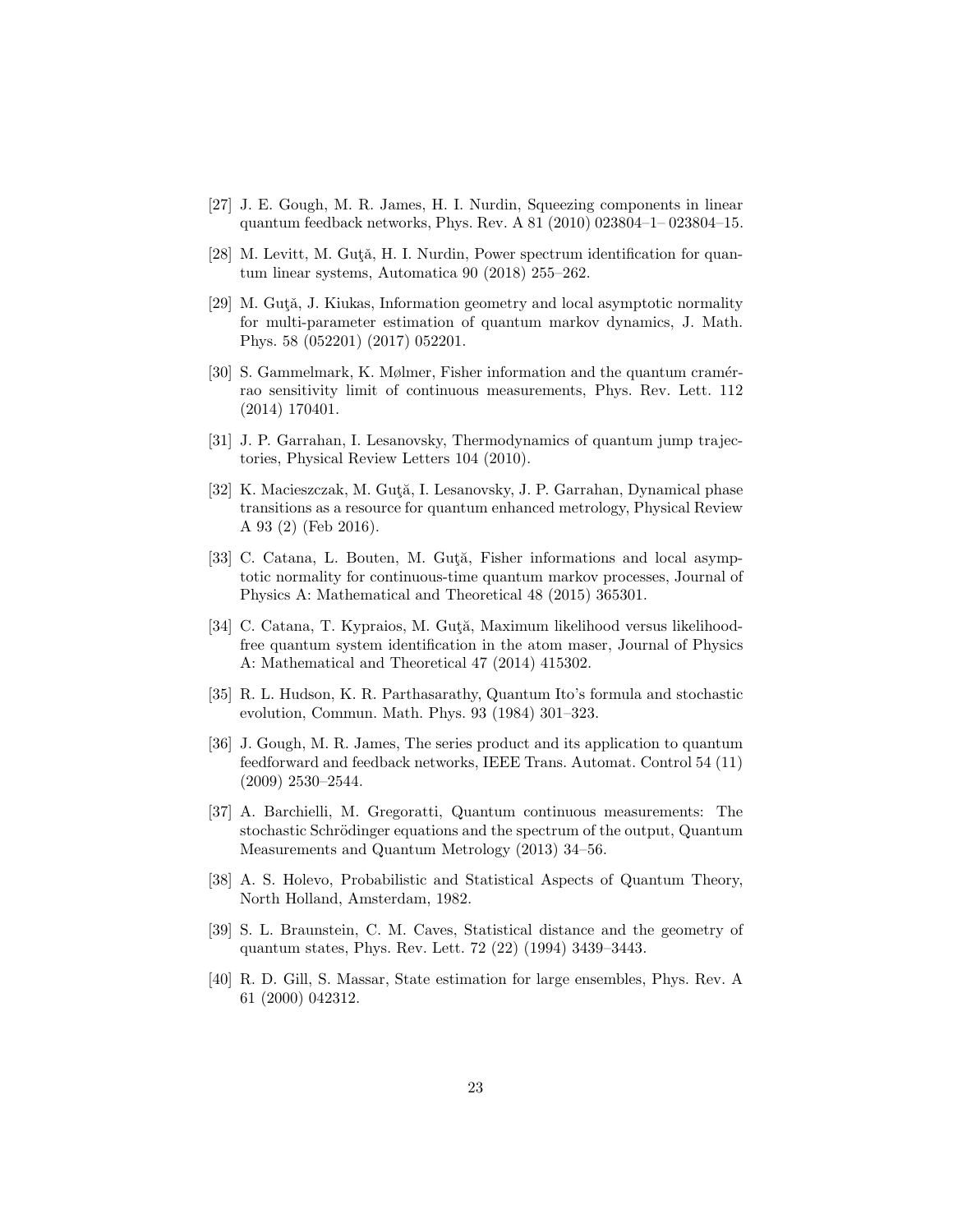- [27] J. E. Gough, M. R. James, H. I. Nurdin, Squeezing components in linear quantum feedback networks, Phys. Rev. A 81 (2010) 023804–1– 023804–15.
- [28] M. Levitt, M. Guţă, H. I. Nurdin, Power spectrum identification for quantum linear systems, Automatica 90 (2018) 255–262.
- [29] M. Guţă, J. Kiukas, Information geometry and local asymptotic normality for multi-parameter estimation of quantum markov dynamics, J. Math. Phys. 58 (052201) (2017) 052201.
- [30] S. Gammelmark, K. Mølmer, Fisher information and the quantum cramérrao sensitivity limit of continuous measurements, Phys. Rev. Lett. 112 (2014) 170401.
- [31] J. P. Garrahan, I. Lesanovsky, Thermodynamics of quantum jump trajectories, Physical Review Letters 104 (2010).
- [32] K. Macieszczak, M. Guţă, I. Lesanovsky, J. P. Garrahan, Dynamical phase transitions as a resource for quantum enhanced metrology, Physical Review A 93 (2) (Feb 2016).
- [33] C. Catana, L. Bouten, M. Guţă, Fisher informations and local asymptotic normality for continuous-time quantum markov processes, Journal of Physics A: Mathematical and Theoretical 48 (2015) 365301.
- [34] C. Catana, T. Kypraios, M. Guţă, Maximum likelihood versus likelihood-free quantum system identification in the atom maser, Journal of Physics A: Mathematical and Theoretical 47 (2014) 415302.
- [35] R. L. Hudson, K. R. Parthasarathy, Quantum Ito's formula and stochastic evolution, Commun. Math. Phys. 93 (1984) 301–323.
- [36] J. Gough, M. R. James, The series product and its application to quantum feedforward and feedback networks, IEEE Trans. Automat. Control 54 (11) (2009) 2530–2544.
- [37] A. Barchielli, M. Gregoratti, Quantum continuous measurements: The stochastic Schrödinger equations and the spectrum of the output, Quantum Measurements and Quantum Metrology (2013) 34–56.
- [38] A. S. Holevo, Probabilistic and Statistical Aspects of Quantum Theory, North Holland, Amsterdam, 1982.
- [39] S. L. Braunstein, C. M. Caves, Statistical distance and the geometry of quantum states, Phys. Rev. Lett. 72 (22) (1994) 3439–3443.
- [40] R. D. Gill, S. Massar, State estimation for large ensembles, Phys. Rev. A 61 (2000) 042312.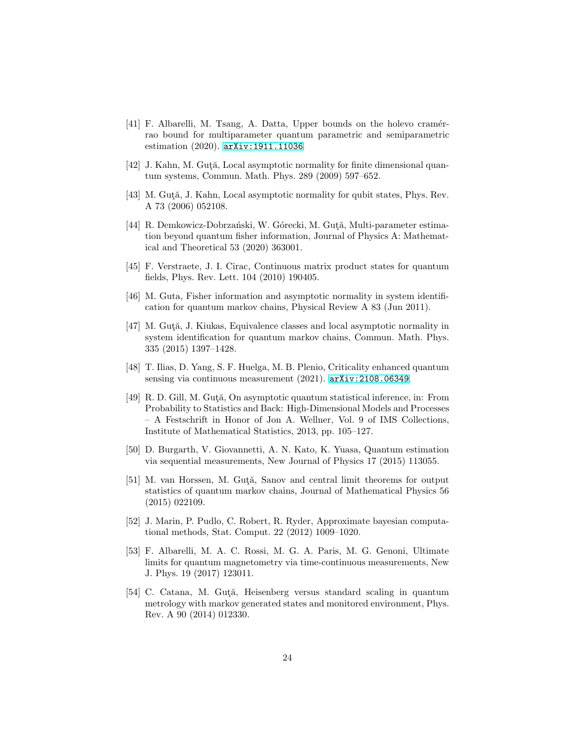[41] F. Albarelli, M. Tsang, A. Datta, Upper bounds on the holevo cramér-rao bound for multiparameter quantum parametric and semiparametric estimation (2020). arXiv:1911.11036.

[42] J. Kahn, M. Guţă, Local asymptotic normality for finite dimensional quantum systems, Commun. Math. Phys. 289 (2009) 597–652.

[43] M. Guţă, J. Kahn, Local asymptotic normality for qubit states, Phys. Rev. A 73 (2006) 052108.

[44] R. Demkowicz-Dobrzański, W. Górecki, M. Guţă, Multi-parameter estimation beyond quantum fisher information, Journal of Physics A: Mathematical and Theoretical 53 (2020) 363001.

[45] F. Verstraete, J. I. Cirac, Continuous matrix product states for quantum fields, Phys. Rev. Lett. 104 (2010) 190405.

[46] M. Guta, Fisher information and asymptotic normality in system identification for quantum markov chains, Physical Review A 83 (Jun 2011).

[47] M. Guţă, J. Kiukas, Equivalence classes and local asymptotic normality in system identification for quantum markov chains, Commun. Math. Phys. 335 (2015) 1397–1428.

[48] T. Ilias, D. Yang, S. F. Huelga, M. B. Plenio, Criticality enhanced quantum sensing via continuous measurement (2021). arXiv:2108.06349.

[49] R. D. Gill, M. Guţă, On asymptotic quantum statistical inference, in: From Probability to Statistics and Back: High-Dimensional Models and Processes – A Festschrift in Honor of Jon A. Wellner, Vol. 9 of IMS Collections, Institute of Mathematical Statistics, 2013, pp. 105–127.

[50] D. Burgarth, V. Giovannetti, A. N. Kato, K. Yuasa, Quantum estimation via sequential measurements, New Journal of Physics 17 (2015) 113055.

[51] M. van Horssen, M. Guţă, Sanov and central limit theorems for output statistics of quantum markov chains, Journal of Mathematical Physics 56 (2015) 022109.

[52] J. Marin, P. Pudlo, C. Robert, R. Ryder, Approximate bayesian computational methods, Stat. Comput. 22 (2012) 1009–1020.

[53] F. Albarelli, M. A. C. Rossi, M. G. A. Paris, M. G. Genoni, Ultimate limits for quantum magnetometry via time-continuous measurements, New J. Phys. 19 (2017) 123011.

[54] C. Catana, M. Guţă, Heisenberg versus standard scaling in quantum metrology with markov generated states and monitored environment, Phys. Rev. A 90 (2014) 012330.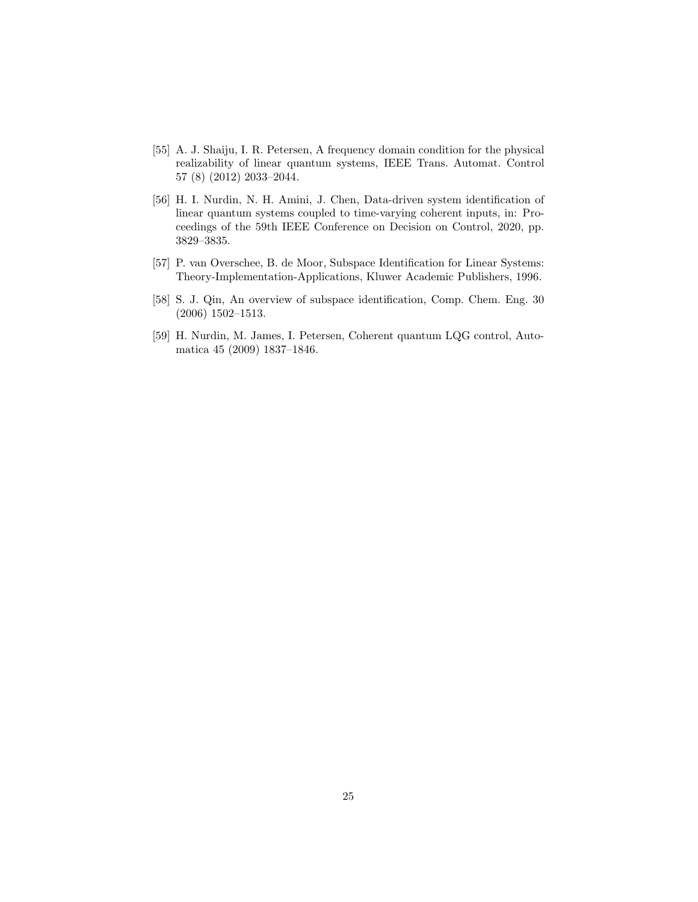[55] A. J. Shaiju, I. R. Petersen, A frequency domain condition for the physical realizability of linear quantum systems, IEEE Trans. Automat. Control 57 (8) (2012) 2033–2044.

[56] H. I. Nurdin, N. H. Amini, J. Chen, Data-driven system identification of linear quantum systems coupled to time-varying coherent inputs, in: Proceedings of the 59th IEEE Conference on Decision on Control, 2020, pp. 3829–3835.

[57] P. van Overschee, B. de Moor, Subspace Identification for Linear Systems: Theory-Implementation-Applications, Kluwer Academic Publishers, 1996.

[58] S. J. Qin, An overview of subspace identification, Comp. Chem. Eng. 30 (2006) 1502–1513.

[59] H. Nurdin, M. James, I. Petersen, Coherent quantum LQG control, Automatica 45 (2009) 1837–1846.